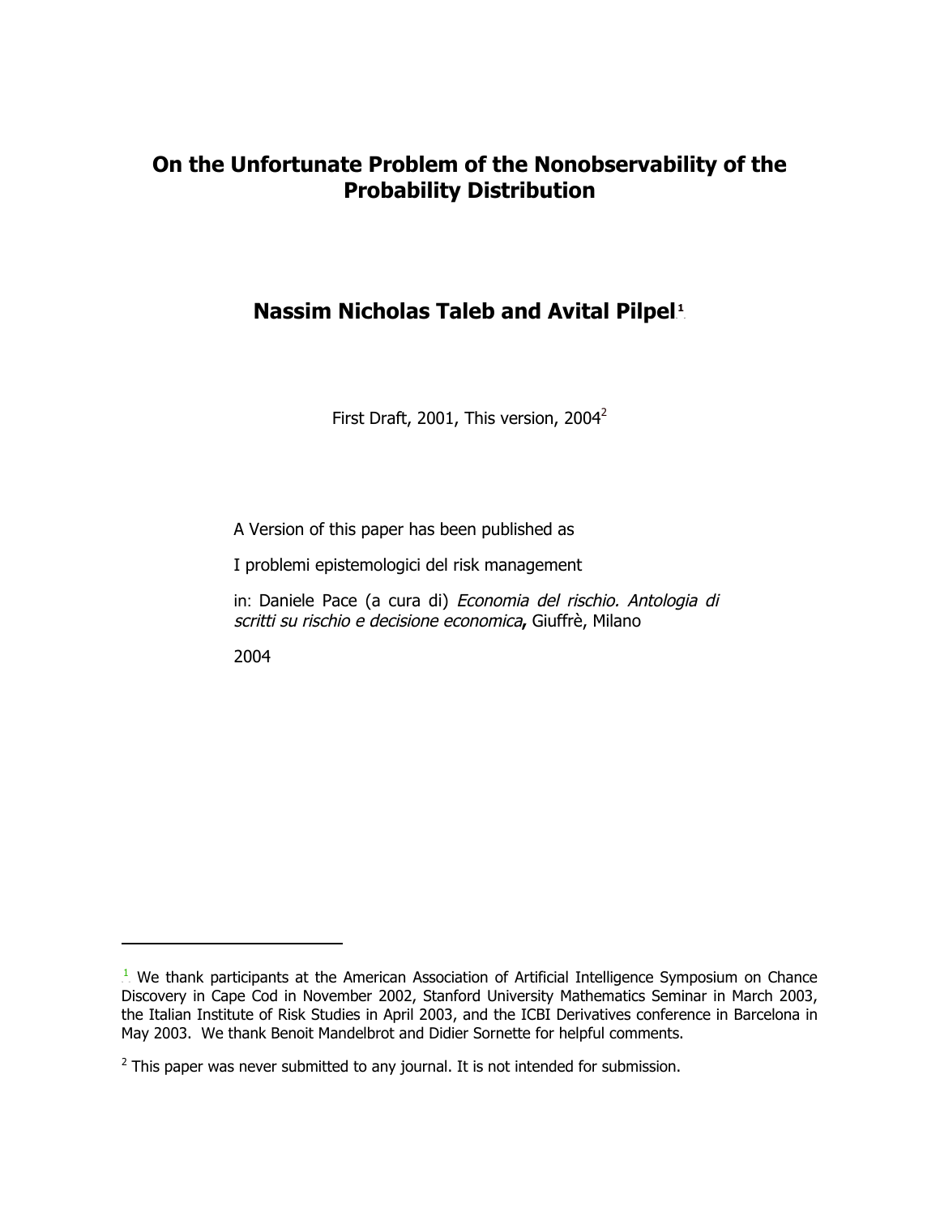# On the Unfortunate Problem of the Nonobservability of the Probability Distribution

## Nassim Nicholas Taleb and Avital Pilpel[1]

First Draft, 2001, This version, 2004[2]

A Version of this paper has been published as

I problemi epistemologici del risk management

in: Daniele Pace (a cura di) *Economia del rischio. Antologia di scritti su rischio e decisione economica***,** Giuffrè, Milano

2004

---

[1] We thank participants at the American Association of Artificial Intelligence Symposium on Chance Discovery in Cape Cod in November 2002, Stanford University Mathematics Seminar in March 2003, the Italian Institute of Risk Studies in April 2003, and the ICBI Derivatives conference in Barcelona in May 2003. We thank Benoit Mandelbrot and Didier Sornette for helpful comments.

[2] This paper was never submitted to any journal. It is not intended for submission.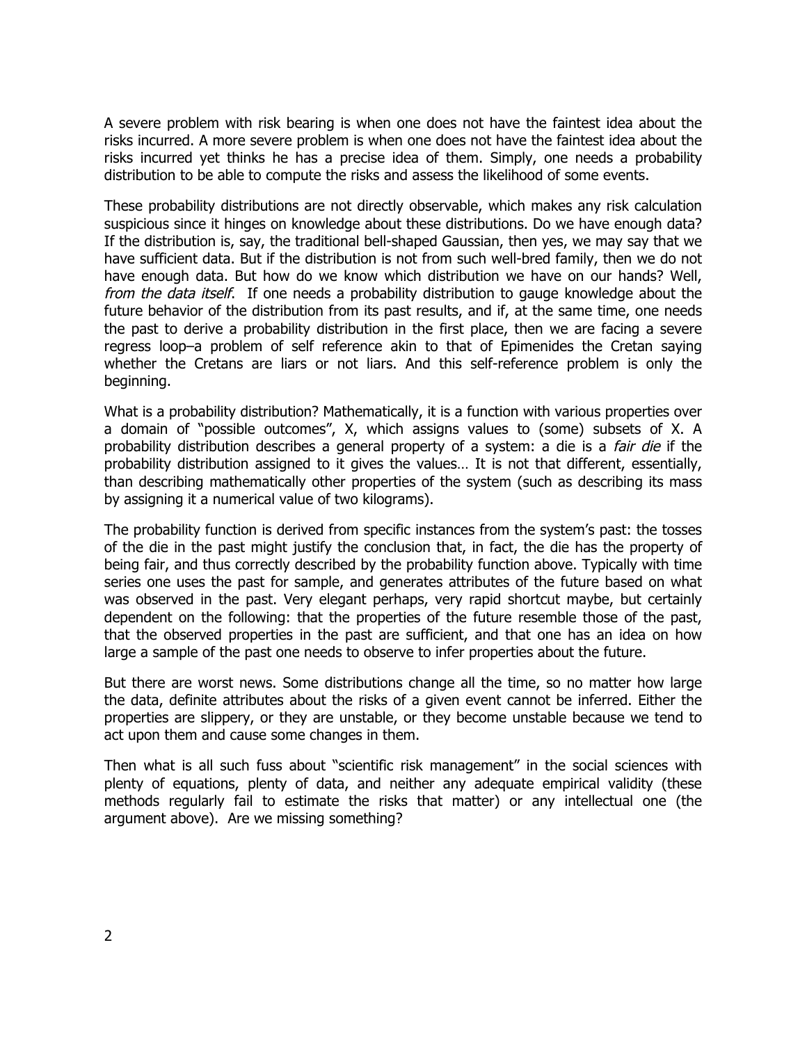A severe problem with risk bearing is when one does not have the faintest idea about the risks incurred. A more severe problem is when one does not have the faintest idea about the risks incurred yet thinks he has a precise idea of them. Simply, one needs a probability distribution to be able to compute the risks and assess the likelihood of some events.

These probability distributions are not directly observable, which makes any risk calculation suspicious since it hinges on knowledge about these distributions. Do we have enough data? If the distribution is, say, the traditional bell-shaped Gaussian, then yes, we may say that we have sufficient data. But if the distribution is not from such well-bred family, then we do not have enough data. But how do we know which distribution we have on our hands? Well, *from the data itself*. If one needs a probability distribution to gauge knowledge about the future behavior of the distribution from its past results, and if, at the same time, one needs the past to derive a probability distribution in the first place, then we are facing a severe regress loop–a problem of self reference akin to that of Epimenides the Cretan saying whether the Cretans are liars or not liars. And this self-reference problem is only the beginning.

What is a probability distribution? Mathematically, it is a function with various properties over a domain of "possible outcomes", X, which assigns values to (some) subsets of X. A probability distribution describes a general property of a system: a die is a *fair die* if the probability distribution assigned to it gives the values… It is not that different, essentially, than describing mathematically other properties of the system (such as describing its mass by assigning it a numerical value of two kilograms).

The probability function is derived from specific instances from the system's past: the tosses of the die in the past might justify the conclusion that, in fact, the die has the property of being fair, and thus correctly described by the probability function above. Typically with time series one uses the past for sample, and generates attributes of the future based on what was observed in the past. Very elegant perhaps, very rapid shortcut maybe, but certainly dependent on the following: that the properties of the future resemble those of the past, that the observed properties in the past are sufficient, and that one has an idea on how large a sample of the past one needs to observe to infer properties about the future.

But there are worst news. Some distributions change all the time, so no matter how large the data, definite attributes about the risks of a given event cannot be inferred. Either the properties are slippery, or they are unstable, or they become unstable because we tend to act upon them and cause some changes in them.

Then what is all such fuss about "scientific risk management" in the social sciences with plenty of equations, plenty of data, and neither any adequate empirical validity (these methods regularly fail to estimate the risks that matter) or any intellectual one (the argument above). Are we missing something?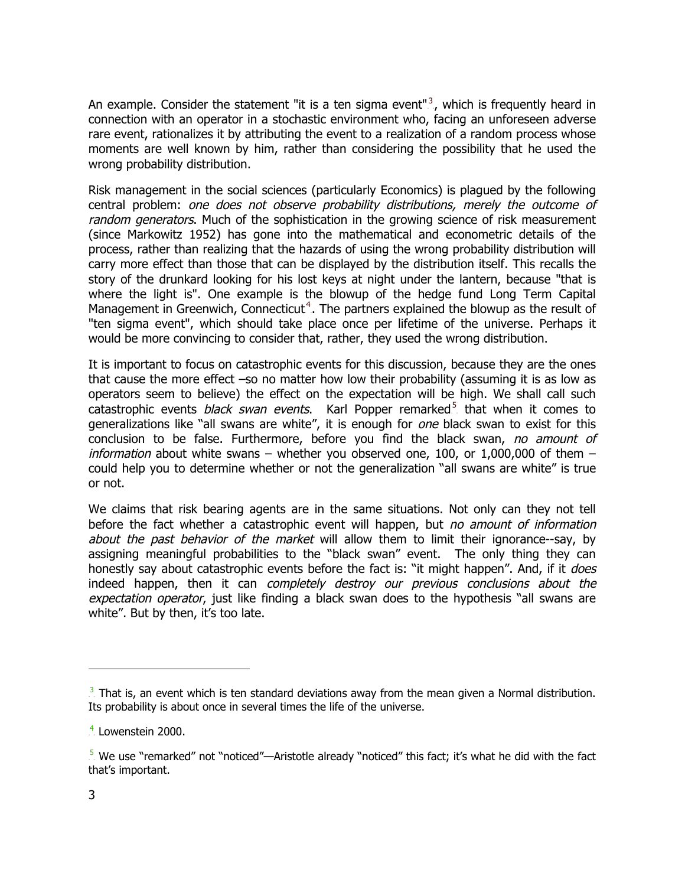An example. Consider the statement "it is a ten sigma event"[3], which is frequently heard in connection with an operator in a stochastic environment who, facing an unforeseen adverse rare event, rationalizes it by attributing the event to a realization of a random process whose moments are well known by him, rather than considering the possibility that he used the wrong probability distribution.

Risk management in the social sciences (particularly Economics) is plagued by the following central problem: *one does not observe probability distributions, merely the outcome of random generators*. Much of the sophistication in the growing science of risk measurement (since Markowitz 1952) has gone into the mathematical and econometric details of the process, rather than realizing that the hazards of using the wrong probability distribution will carry more effect than those that can be displayed by the distribution itself. This recalls the story of the drunkard looking for his lost keys at night under the lantern, because "that is where the light is". One example is the blowup of the hedge fund Long Term Capital Management in Greenwich, Connecticut[4]. The partners explained the blowup as the result of "ten sigma event", which should take place once per lifetime of the universe. Perhaps it would be more convincing to consider that, rather, they used the wrong distribution.

It is important to focus on catastrophic events for this discussion, because they are the ones that cause the more effect –so no matter how low their probability (assuming it is as low as operators seem to believe) the effect on the expectation will be high. We shall call such catastrophic events *black swan events*. Karl Popper remarked[5] that when it comes to generalizations like "all swans are white", it is enough for *one* black swan to exist for this conclusion to be false. Furthermore, before you find the black swan, *no amount of information* about white swans – whether you observed one, 100, or 1,000,000 of them – could help you to determine whether or not the generalization "all swans are white" is true or not.

We claims that risk bearing agents are in the same situations. Not only can they not tell before the fact whether a catastrophic event will happen, but *no amount of information about the past behavior of the market* will allow them to limit their ignorance--say, by assigning meaningful probabilities to the "black swan" event. The only thing they can honestly say about catastrophic events before the fact is: "it might happen". And, if it *does* indeed happen, then it can *completely destroy our previous conclusions about the expectation operator*, just like finding a black swan does to the hypothesis "all swans are white". But by then, it's too late.

---

[3] That is, an event which is ten standard deviations away from the mean given a Normal distribution. Its probability is about once in several times the life of the universe.

[4] Lowenstein 2000.

[5] We use "remarked" not "noticed"—Aristotle already "noticed" this fact; it's what he did with the fact that's important.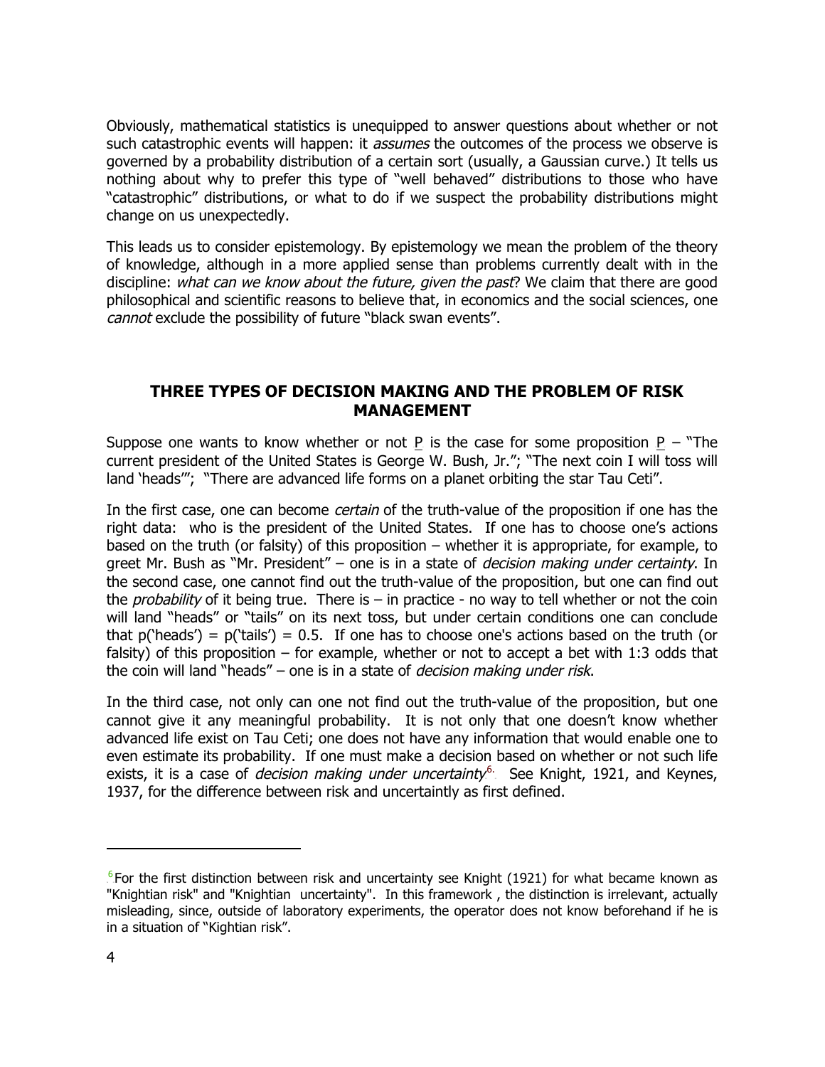Obviously, mathematical statistics is unequipped to answer questions about whether or not such catastrophic events will happen: it *assumes* the outcomes of the process we observe is governed by a probability distribution of a certain sort (usually, a Gaussian curve.) It tells us nothing about why to prefer this type of "well behaved" distributions to those who have "catastrophic" distributions, or what to do if we suspect the probability distributions might change on us unexpectedly.

This leads us to consider epistemology. By epistemology we mean the problem of the theory of knowledge, although in a more applied sense than problems currently dealt with in the discipline: *what can we know about the future, given the past*? We claim that there are good philosophical and scientific reasons to believe that, in economics and the social sciences, one *cannot* exclude the possibility of future "black swan events".

## THREE TYPES OF DECISION MAKING AND THE PROBLEM OF RISK MANAGEMENT

Suppose one wants to know whether or not P is the case for some proposition P – "The current president of the United States is George W. Bush, Jr."; "The next coin I will toss will land 'heads'"; "There are advanced life forms on a planet orbiting the star Tau Ceti".

In the first case, one can become *certain* of the truth-value of the proposition if one has the right data: who is the president of the United States. If one has to choose one's actions based on the truth (or falsity) of this proposition – whether it is appropriate, for example, to greet Mr. Bush as "Mr. President" – one is in a state of *decision making under certainty*. In the second case, one cannot find out the truth-value of the proposition, but one can find out the *probability* of it being true. There is – in practice - no way to tell whether or not the coin will land "heads" or "tails" on its next toss, but under certain conditions one can conclude that p('heads') = p('tails') = 0.5. If one has to choose one's actions based on the truth (or falsity) of this proposition – for example, whether or not to accept a bet with 1:3 odds that the coin will land "heads" – one is in a state of *decision making under risk*.

In the third case, not only can one not find out the truth-value of the proposition, but one cannot give it any meaningful probability. It is not only that one doesn't know whether advanced life exist on Tau Ceti; one does not have any information that would enable one to even estimate its probability. If one must make a decision based on whether or not such life exists, it is a case of *decision making under uncertainty*[6]. See Knight, 1921, and Keynes, 1937, for the difference between risk and uncertaintly as first defined.

---

[6] For the first distinction between risk and uncertainty see Knight (1921) for what became known as "Knightian risk" and "Knightian uncertainty". In this framework , the distinction is irrelevant, actually misleading, since, outside of laboratory experiments, the operator does not know beforehand if he is in a situation of "Kightian risk".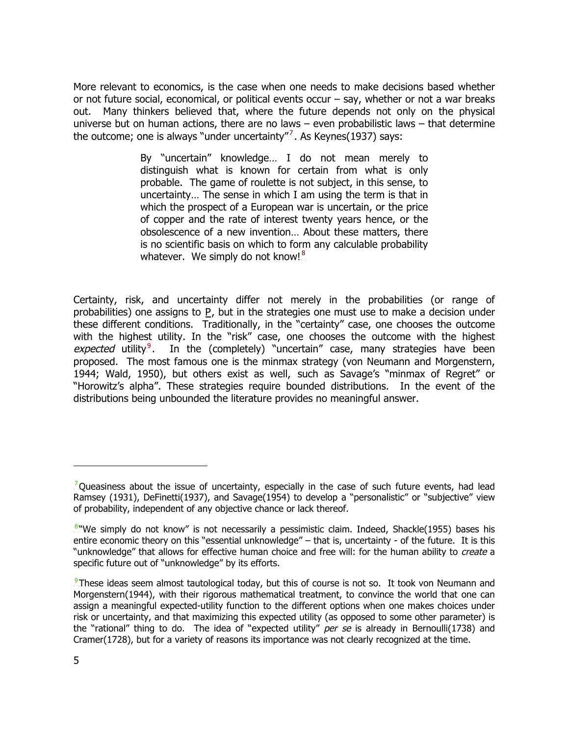More relevant to economics, is the case when one needs to make decisions based whether or not future social, economical, or political events occur – say, whether or not a war breaks out. Many thinkers believed that, where the future depends not only on the physical universe but on human actions, there are no laws – even probabilistic laws – that determine the outcome; one is always "under uncertainty"[7]. As Keynes(1937) says:

> By "uncertain" knowledge… I do not mean merely to distinguish what is known for certain from what is only probable. The game of roulette is not subject, in this sense, to uncertainty… The sense in which I am using the term is that in which the prospect of a European war is uncertain, or the price of copper and the rate of interest twenty years hence, or the obsolescence of a new invention… About these matters, there is no scientific basis on which to form any calculable probability whatever. We simply do not know![8]

Certainty, risk, and uncertainty differ not merely in the probabilities (or range of probabilities) one assigns to P, but in the strategies one must use to make a decision under these different conditions. Traditionally, in the "certainty" case, one chooses the outcome with the highest utility. In the "risk" case, one chooses the outcome with the highest *expected* utility[9]. In the (completely) "uncertain" case, many strategies have been proposed. The most famous one is the minmax strategy (von Neumann and Morgenstern, 1944; Wald, 1950), but others exist as well, such as Savage's "minmax of Regret" or "Horowitz's alpha". These strategies require bounded distributions. In the event of the distributions being unbounded the literature provides no meaningful answer.

---

[7] Queasiness about the issue of uncertainty, especially in the case of such future events, had lead Ramsey (1931), DeFinetti(1937), and Savage(1954) to develop a "personalistic" or "subjective" view of probability, independent of any objective chance or lack thereof.

[8] "We simply do not know" is not necessarily a pessimistic claim. Indeed, Shackle(1955) bases his entire economic theory on this "essential unknowledge" – that is, uncertainty - of the future. It is this "unknowledge" that allows for effective human choice and free will: for the human ability to *create* a specific future out of "unknowledge" by its efforts.

[9] These ideas seem almost tautological today, but this of course is not so. It took von Neumann and Morgenstern(1944), with their rigorous mathematical treatment, to convince the world that one can assign a meaningful expected-utility function to the different options when one makes choices under risk or uncertainty, and that maximizing this expected utility (as opposed to some other parameter) is the "rational" thing to do. The idea of "expected utility" *per se* is already in Bernoulli(1738) and Cramer(1728), but for a variety of reasons its importance was not clearly recognized at the time.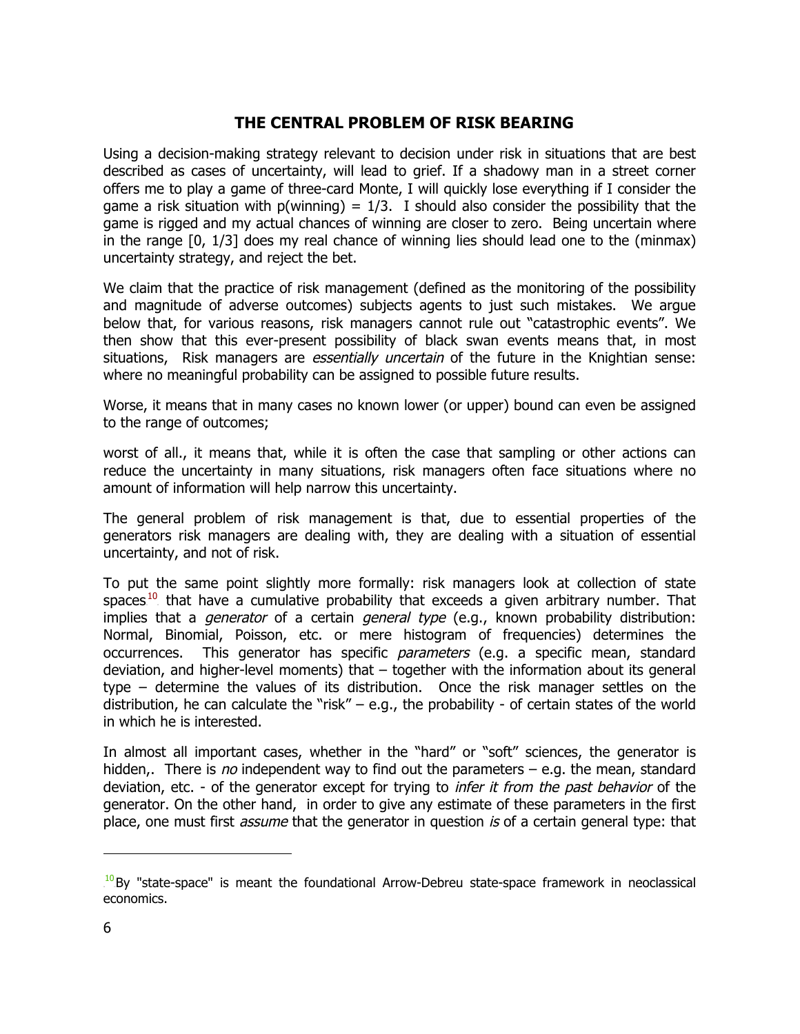## THE CENTRAL PROBLEM OF RISK BEARING

Using a decision-making strategy relevant to decision under risk in situations that are best described as cases of uncertainty, will lead to grief. If a shadowy man in a street corner offers me to play a game of three-card Monte, I will quickly lose everything if I consider the game a risk situation with p(winning) = 1/3. I should also consider the possibility that the game is rigged and my actual chances of winning are closer to zero. Being uncertain where in the range [0, 1/3] does my real chance of winning lies should lead one to the (minmax) uncertainty strategy, and reject the bet.

We claim that the practice of risk management (defined as the monitoring of the possibility and magnitude of adverse outcomes) subjects agents to just such mistakes. We argue below that, for various reasons, risk managers cannot rule out "catastrophic events". We then show that this ever-present possibility of black swan events means that, in most situations, Risk managers are *essentially uncertain* of the future in the Knightian sense: where no meaningful probability can be assigned to possible future results.

Worse, it means that in many cases no known lower (or upper) bound can even be assigned to the range of outcomes;

worst of all., it means that, while it is often the case that sampling or other actions can reduce the uncertainty in many situations, risk managers often face situations where no amount of information will help narrow this uncertainty.

The general problem of risk management is that, due to essential properties of the generators risk managers are dealing with, they are dealing with a situation of essential uncertainty, and not of risk.

To put the same point slightly more formally: risk managers look at collection of state spaces[10] that have a cumulative probability that exceeds a given arbitrary number. That implies that a *generator* of a certain *general type* (e.g., known probability distribution: Normal, Binomial, Poisson, etc. or mere histogram of frequencies) determines the occurrences. This generator has specific *parameters* (e.g. a specific mean, standard deviation, and higher-level moments) that – together with the information about its general type – determine the values of its distribution. Once the risk manager settles on the distribution, he can calculate the "risk" – e.g., the probability - of certain states of the world in which he is interested.

In almost all important cases, whether in the "hard" or "soft" sciences, the generator is hidden,. There is *no* independent way to find out the parameters – e.g. the mean, standard deviation, etc. - of the generator except for trying to *infer it from the past behavior* of the generator. On the other hand, in order to give any estimate of these parameters in the first place, one must first *assume* that the generator in question *is* of a certain general type: that

---

[10] By "state-space" is meant the foundational Arrow-Debreu state-space framework in neoclassical economics.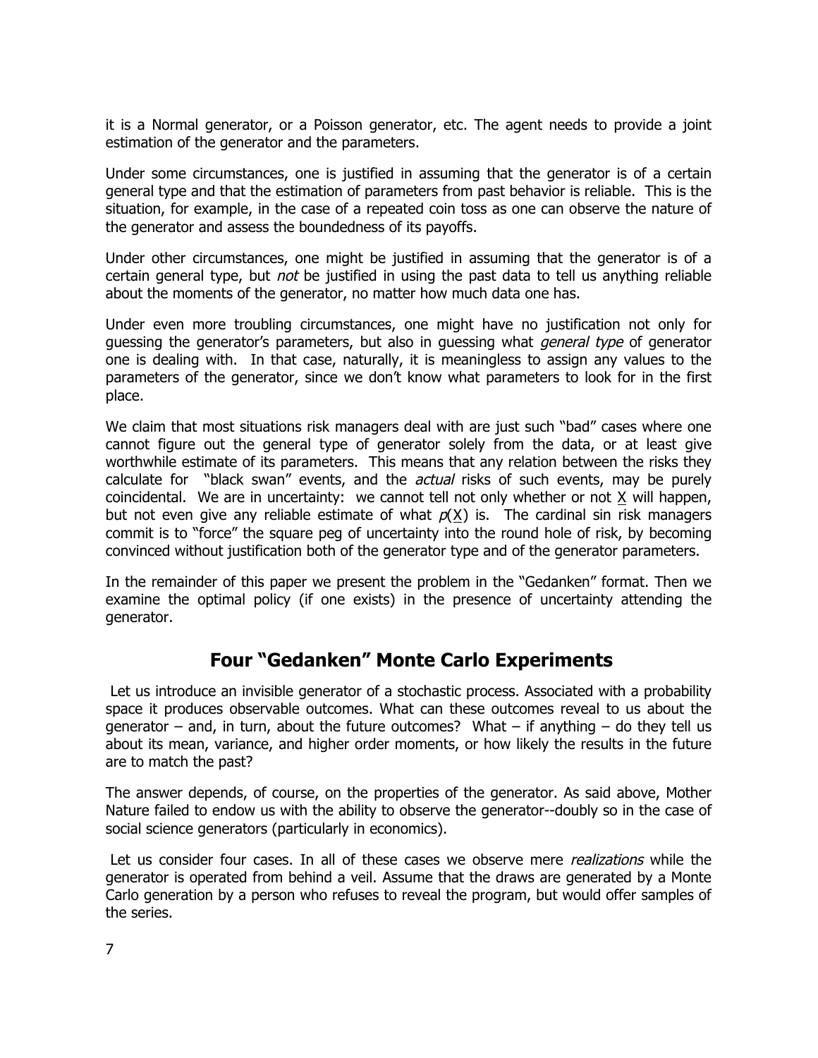it is a Normal generator, or a Poisson generator, etc. The agent needs to provide a joint estimation of the generator and the parameters.

Under some circumstances, one is justified in assuming that the generator is of a certain general type and that the estimation of parameters from past behavior is reliable. This is the situation, for example, in the case of a repeated coin toss as one can observe the nature of the generator and assess the boundedness of its payoffs.

Under other circumstances, one might be justified in assuming that the generator is of a certain general type, but *not* be justified in using the past data to tell us anything reliable about the moments of the generator, no matter how much data one has.

Under even more troubling circumstances, one might have no justification not only for guessing the generator's parameters, but also in guessing what *general type* of generator one is dealing with. In that case, naturally, it is meaningless to assign any values to the parameters of the generator, since we don't know what parameters to look for in the first place.

We claim that most situations risk managers deal with are just such "bad" cases where one cannot figure out the general type of generator solely from the data, or at least give worthwhile estimate of its parameters. This means that any relation between the risks they calculate for "black swan" events, and the *actual* risks of such events, may be purely coincidental. We are in uncertainty: we cannot tell not only whether or not $\underline{X}$ will happen, but not even give any reliable estimate of what $p(\underline{X})$ is. The cardinal sin risk managers commit is to "force" the square peg of uncertainty into the round hole of risk, by becoming convinced without justification both of the generator type and of the generator parameters.

In the remainder of this paper we present the problem in the "Gedanken" format. Then we examine the optimal policy (if one exists) in the presence of uncertainty attending the generator.

## Four "Gedanken" Monte Carlo Experiments

Let us introduce an invisible generator of a stochastic process. Associated with a probability space it produces observable outcomes. What can these outcomes reveal to us about the generator – and, in turn, about the future outcomes? What – if anything – do they tell us about its mean, variance, and higher order moments, or how likely the results in the future are to match the past?

The answer depends, of course, on the properties of the generator. As said above, Mother Nature failed to endow us with the ability to observe the generator--doubly so in the case of social science generators (particularly in economics).

Let us consider four cases. In all of these cases we observe mere *realizations* while the generator is operated from behind a veil. Assume that the draws are generated by a Monte Carlo generation by a person who refuses to reveal the program, but would offer samples of the series.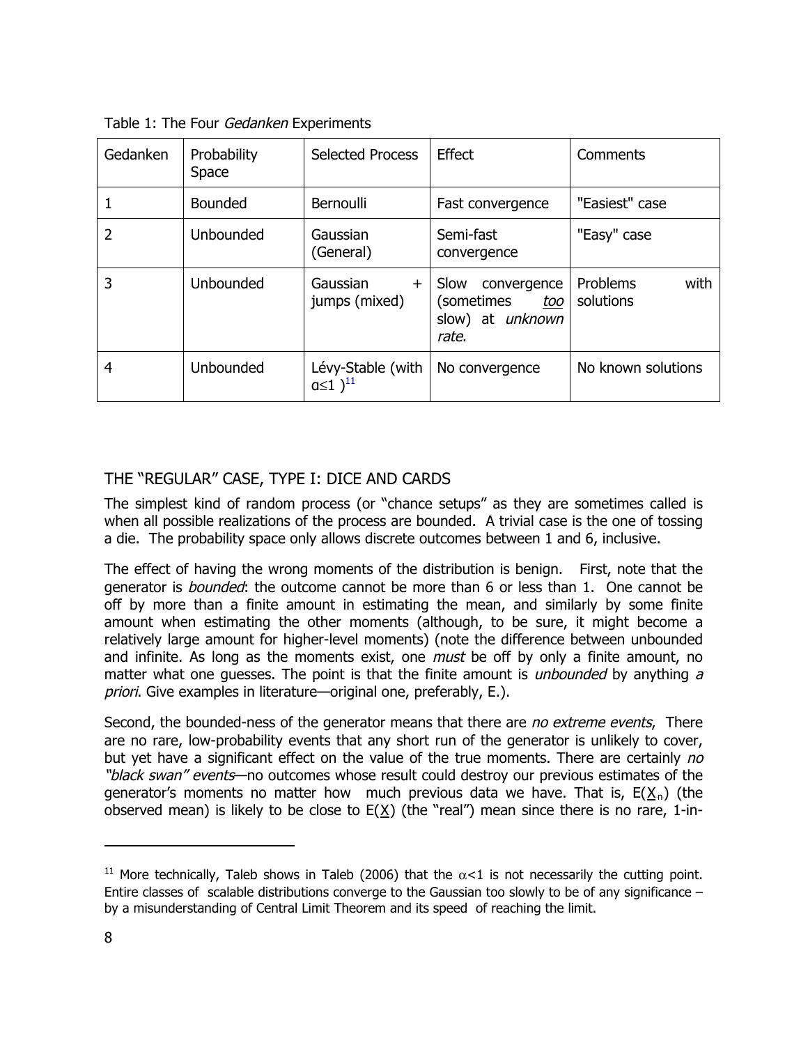Table 1: The Four *Gedanken* Experiments

| Gedanken | Probability Space | Selected Process | Effect | Comments |
|---|---|---|---|---|
| 1 | Bounded | Bernoulli | Fast convergence | "Easiest" case |
| 2 | Unbounded | Gaussian (General) | Semi-fast convergence | "Easy" case |
| 3 | Unbounded | Gaussian + jumps (mixed) | Slow convergence (sometimes <u>*too*</u> slow) at *unknown rate*. | Problems with solutions |
| 4 | Unbounded | Lévy-Stable (with $\alpha \leq 1$ )[11] | No convergence | No known solutions |

## THE "REGULAR" CASE, TYPE I: DICE AND CARDS

The simplest kind of random process (or "chance setups" as they are sometimes called is when all possible realizations of the process are bounded. A trivial case is the one of tossing a die. The probability space only allows discrete outcomes between 1 and 6, inclusive.

The effect of having the wrong moments of the distribution is benign. First, note that the generator is *bounded*: the outcome cannot be more than 6 or less than 1. One cannot be off by more than a finite amount in estimating the mean, and similarly by some finite amount when estimating the other moments (although, to be sure, it might become a relatively large amount for higher-level moments) (note the difference between unbounded and infinite. As long as the moments exist, one *must* be off by only a finite amount, no matter what one guesses. The point is that the finite amount is *unbounded* by anything *a priori*. Give examples in literature—original one, preferably, E.).

Second, the bounded-ness of the generator means that there are *no extreme events*, There are no rare, low-probability events that any short run of the generator is unlikely to cover, but yet have a significant effect on the value of the true moments. There are certainly *no "black swan" events*—no outcomes whose result could destroy our previous estimates of the generator's moments no matter how much previous data we have. That is, $E(\underline{X}_n)$ (the observed mean) is likely to be close to $E(\underline{X})$ (the "real") mean since there is no rare, 1-in-

---

[11] More technically, Taleb shows in Taleb (2006) that the $\alpha<1$ is not necessarily the cutting point. Entire classes of scalable distributions converge to the Gaussian too slowly to be of any significance – by a misunderstanding of Central Limit Theorem and its speed of reaching the limit.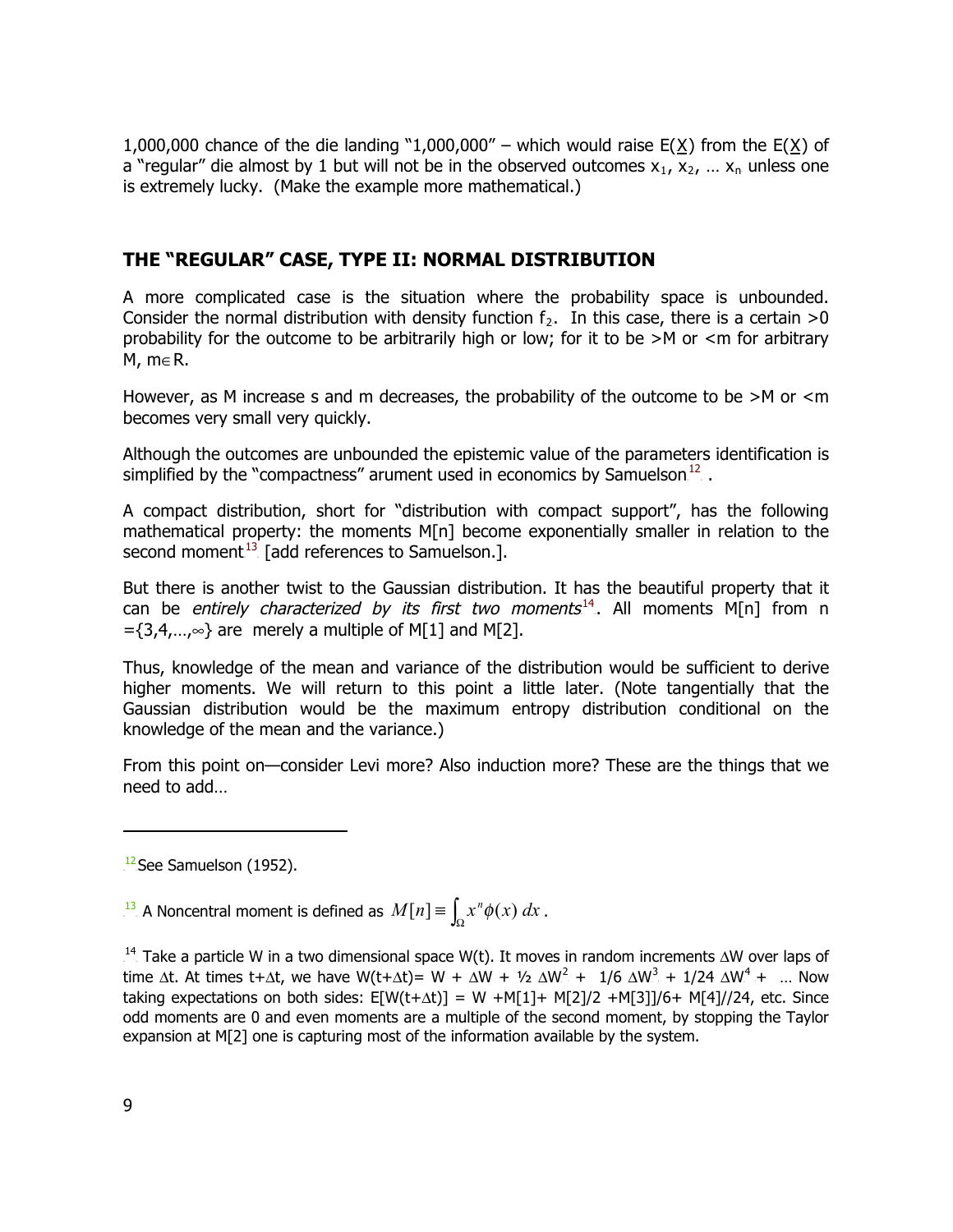1,000,000 chance of the die landing "1,000,000" – which would raise $E(\underline{X})$ from the $E(\underline{X})$ of a "regular" die almost by 1 but will not be in the observed outcomes $x_1, x_2, \ldots x_n$ unless one is extremely lucky. (Make the example more mathematical.)

## THE "REGULAR" CASE, TYPE II: NORMAL DISTRIBUTION

A more complicated case is the situation where the probability space is unbounded. Consider the normal distribution with density function $f_2$. In this case, there is a certain >0 probability for the outcome to be arbitrarily high or low; for it to be >M or <m for arbitrary M, $m \in R$.

However, as M increase s and m decreases, the probability of the outcome to be >M or <m becomes very small very quickly.

Although the outcomes are unbounded the epistemic value of the parameters identification is simplified by the "compactness" arument used in economics by Samuelson[12] .

A compact distribution, short for "distribution with compact support", has the following mathematical property: the moments M[n] become exponentially smaller in relation to the second moment[13] [add references to Samuelson.].

But there is another twist to the Gaussian distribution. It has the beautiful property that it can be *entirely characterized by its first two moments*[14]. All moments M[n] from n $=\{3,4,\ldots,\infty\}$ are merely a multiple of M[1] and M[2].

Thus, knowledge of the mean and variance of the distribution would be sufficient to derive higher moments. We will return to this point a little later. (Note tangentially that the Gaussian distribution would be the maximum entropy distribution conditional on the knowledge of the mean and the variance.)

From this point on—consider Levi more? Also induction more? These are the things that we need to add…

---

[12] See Samuelson (1952).

[13] A Noncentral moment is defined as $M[n] \equiv \int_{\Omega} x^n \phi(x)\, dx$ .

[14] Take a particle W in a two dimensional space W(t). It moves in random increments $\Delta W$ over laps of time $\Delta t$. At times $t+\Delta t$, we have $W(t+\Delta t)= W + \Delta W + ½\, \Delta W^2 + 1/6\, \Delta W^3 + 1/24\, \Delta W^4 + \ldots$ Now taking expectations on both sides: $E[W(t+\Delta t)] = W + M[1] + M[2]/2 + M[3]]/6 + M[4]//24$, etc. Since odd moments are 0 and even moments are a multiple of the second moment, by stopping the Taylor expansion at M[2] one is capturing most of the information available by the system.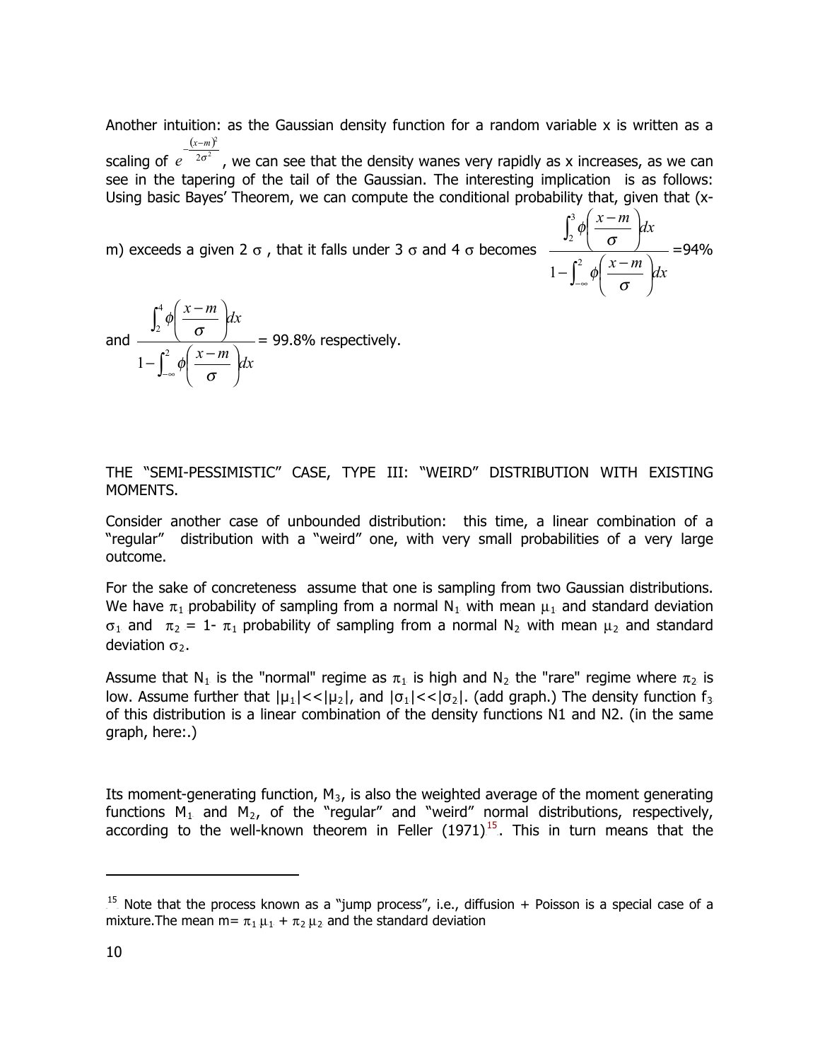Another intuition: as the Gaussian density function for a random variable x is written as a scaling of $e^{-\frac{(x-m)^2}{2\sigma^2}}$, we can see that the density wanes very rapidly as x increases, as we can see in the tapering of the tail of the Gaussian. The interesting implication is as follows: Using basic Bayes' Theorem, we can compute the conditional probability that, given that (x-m) exceeds a given 2 $\sigma$ , that it falls under 3 $\sigma$ and 4 $\sigma$ becomes $\dfrac{\int_2^3 \phi\left(\frac{x-m}{\sigma}\right)dx}{1-\int_{-\infty}^{2} \phi\left(\frac{x-m}{\sigma}\right)dx}$ =94%

and $\dfrac{\int_2^4 \phi\left(\frac{x-m}{\sigma}\right)dx}{1-\int_{-\infty}^{2} \phi\left(\frac{x-m}{\sigma}\right)dx}$ = 99.8% respectively.

## THE "SEMI-PESSIMISTIC" CASE, TYPE III: "WEIRD" DISTRIBUTION WITH EXISTING MOMENTS.

Consider another case of unbounded distribution: this time, a linear combination of a "regular" distribution with a "weird" one, with very small probabilities of a very large outcome.

For the sake of concreteness assume that one is sampling from two Gaussian distributions. We have $\pi_1$ probability of sampling from a normal $N_1$ with mean $\mu_1$ and standard deviation $\sigma_1$ and $\pi_2$ = 1- $\pi_1$ probability of sampling from a normal $N_2$ with mean $\mu_2$ and standard deviation $\sigma_2$.

Assume that $N_1$ is the "normal" regime as $\pi_1$ is high and $N_2$ the "rare" regime where $\pi_2$ is low. Assume further that $|\mu_1|<<|\mu_2|$, and $|\sigma_1|<<|\sigma_2|$. (add graph.) The density function $f_3$ of this distribution is a linear combination of the density functions N1 and N2. (in the same graph, here:.)

Its moment-generating function, $M_3$, is also the weighted average of the moment generating functions $M_1$ and $M_2$, of the "regular" and "weird" normal distributions, respectively, according to the well-known theorem in Feller (1971)[15]. This in turn means that the

---

[15] Note that the process known as a "jump process", i.e., diffusion + Poisson is a special case of a mixture.The mean m= $\pi_1 \mu_1 + \pi_2 \mu_2$ and the standard deviation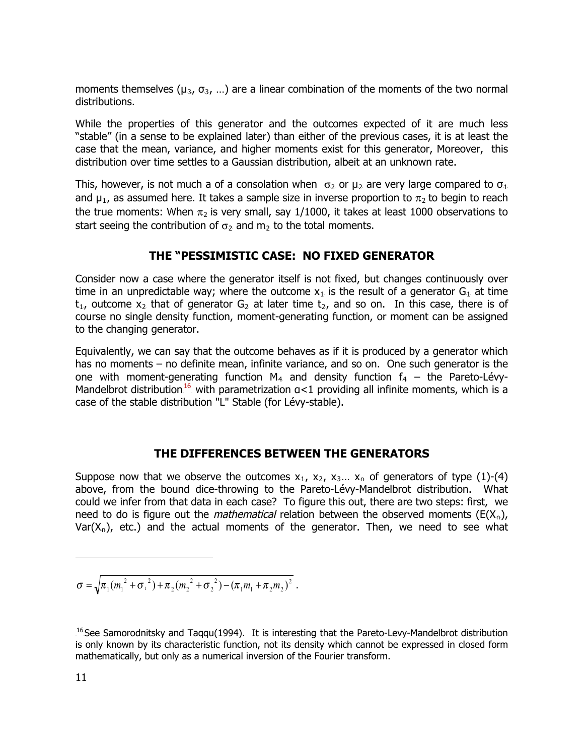moments themselves ($\mu_3$, $\sigma_3$, …) are a linear combination of the moments of the two normal distributions.

While the properties of this generator and the outcomes expected of it are much less "stable" (in a sense to be explained later) than either of the previous cases, it is at least the case that the mean, variance, and higher moments exist for this generator, Moreover, this distribution over time settles to a Gaussian distribution, albeit at an unknown rate.

This, however, is not much a of a consolation when $\sigma_2$ or $\mu_2$ are very large compared to $\sigma_1$ and $\mu_1$, as assumed here. It takes a sample size in inverse proportion to $\pi_2$ to begin to reach the true moments: When $\pi_2$ is very small, say 1/1000, it takes at least 1000 observations to start seeing the contribution of $\sigma_2$ and $m_2$ to the total moments.

## THE "PESSIMISTIC CASE: NO FIXED GENERATOR

Consider now a case where the generator itself is not fixed, but changes continuously over time in an unpredictable way; where the outcome $x_1$ is the result of a generator $G_1$ at time $t_1$, outcome $x_2$ that of generator $G_2$ at later time $t_2$, and so on. In this case, there is of course no single density function, moment-generating function, or moment can be assigned to the changing generator.

Equivalently, we can say that the outcome behaves as if it is produced by a generator which has no moments – no definite mean, infinite variance, and so on. One such generator is the one with moment-generating function $M_4$ and density function $f_4$ – the Pareto-Lévy-Mandelbrot distribution[16] with parametrization $\alpha<1$ providing all infinite moments, which is a case of the stable distribution "L" Stable (for Lévy-stable).

## THE DIFFERENCES BETWEEN THE GENERATORS

Suppose now that we observe the outcomes $x_1$, $x_2$, $x_3$… $x_n$ of generators of type (1)-(4) above, from the bound dice-throwing to the Pareto-Lévy-Mandelbrot distribution. What could we infer from that data in each case? To figure this out, there are two steps: first, we need to do is figure out the *mathematical* relation between the observed moments ($E(X_n)$, $Var(X_n)$, etc.) and the actual moments of the generator. Then, we need to see what

---

$$\sigma = \sqrt{\pi_1(m_1^2+\sigma_1^2)+\pi_2(m_2^2+\sigma_2^2)-(\pi_1 m_1+\pi_2 m_2)^2}\ .$$

[16] See Samorodnitsky and Taqqu(1994). It is interesting that the Pareto-Levy-Mandelbrot distribution is only known by its characteristic function, not its density which cannot be expressed in closed form mathematically, but only as a numerical inversion of the Fourier transform.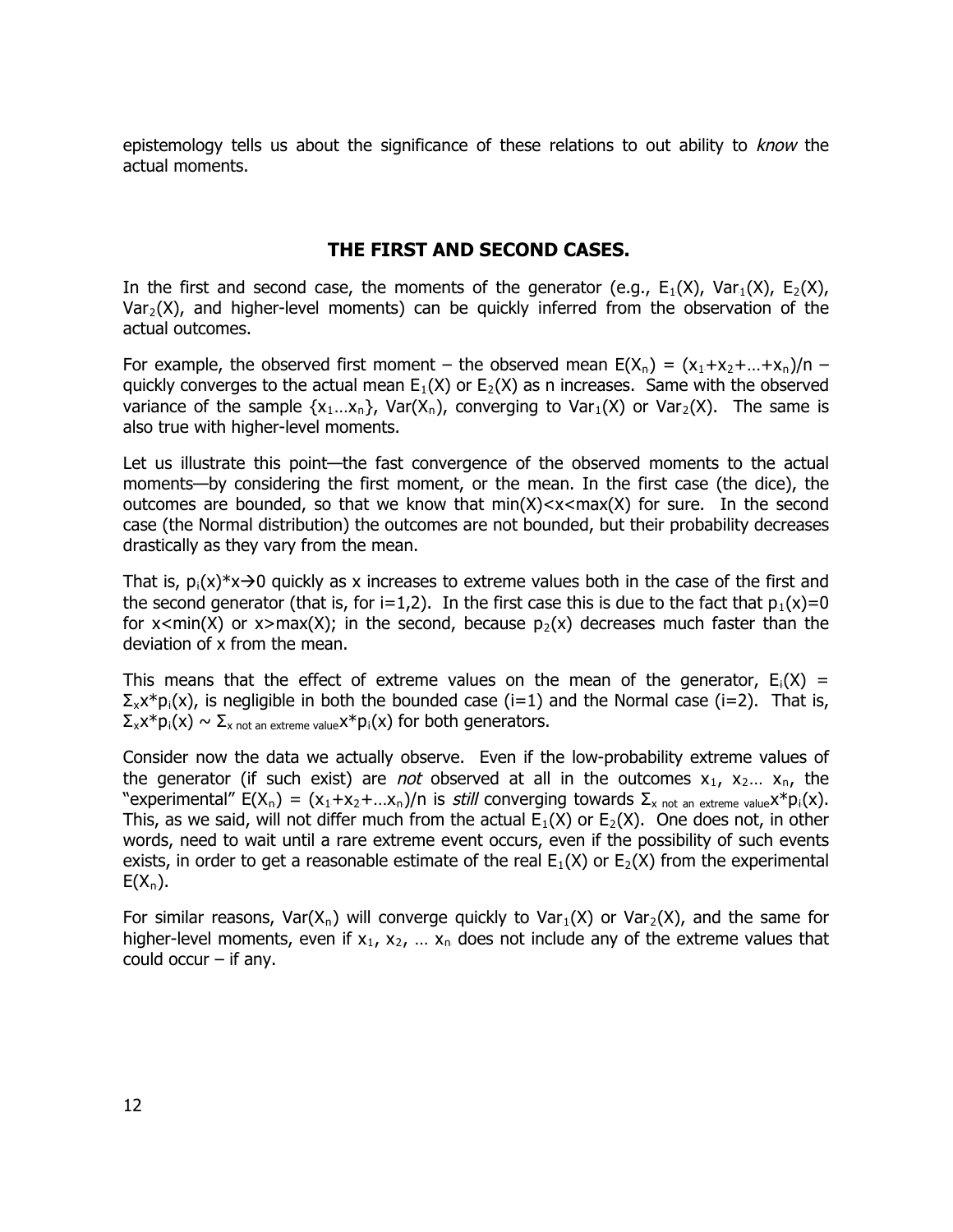epistemology tells us about the significance of these relations to out ability to *know* the actual moments.

## THE FIRST AND SECOND CASES.

In the first and second case, the moments of the generator (e.g., $E_1(X)$, $Var_1(X)$, $E_2(X)$, $Var_2(X)$, and higher-level moments) can be quickly inferred from the observation of the actual outcomes.

For example, the observed first moment – the observed mean $E(X_n) = (x_1+x_2+\ldots+x_n)/n$ – quickly converges to the actual mean $E_1(X)$ or $E_2(X)$ as n increases. Same with the observed variance of the sample $\{x_1\ldots x_n\}$, $Var(X_n)$, converging to $Var_1(X)$ or $Var_2(X)$. The same is also true with higher-level moments.

Let us illustrate this point—the fast convergence of the observed moments to the actual moments—by considering the first moment, or the mean. In the first case (the dice), the outcomes are bounded, so that we know that $\min(X)<x<\max(X)$ for sure. In the second case (the Normal distribution) the outcomes are not bounded, but their probability decreases drastically as they vary from the mean.

That is, $p_i(x)*x \rightarrow 0$ quickly as x increases to extreme values both in the case of the first and the second generator (that is, for $i=1,2$). In the first case this is due to the fact that $p_1(x)=0$ for $x<\min(X)$ or $x>\max(X)$; in the second, because $p_2(x)$ decreases much faster than the deviation of x from the mean.

This means that the effect of extreme values on the mean of the generator, $E_i(X) = \Sigma_x x*p_i(x)$, is negligible in both the bounded case ($i=1$) and the Normal case ($i=2$). That is, $\Sigma_x x*p_i(x) \sim \Sigma_{x \text{ not an extreme value}} x*p_i(x)$ for both generators.

Consider now the data we actually observe. Even if the low-probability extreme values of the generator (if such exist) are *not* observed at all in the outcomes $x_1$, $x_2\ldots$ $x_n$, the "experimental" $E(X_n) = (x_1+x_2+\ldots x_n)/n$ is *still* converging towards $\Sigma_{x \text{ not an extreme value}} x*p_i(x)$. This, as we said, will not differ much from the actual $E_1(X)$ or $E_2(X)$. One does not, in other words, need to wait until a rare extreme event occurs, even if the possibility of such events exists, in order to get a reasonable estimate of the real $E_1(X)$ or $E_2(X)$ from the experimental $E(X_n)$.

For similar reasons, $Var(X_n)$ will converge quickly to $Var_1(X)$ or $Var_2(X)$, and the same for higher-level moments, even if $x_1$, $x_2$, … $x_n$ does not include any of the extreme values that could occur – if any.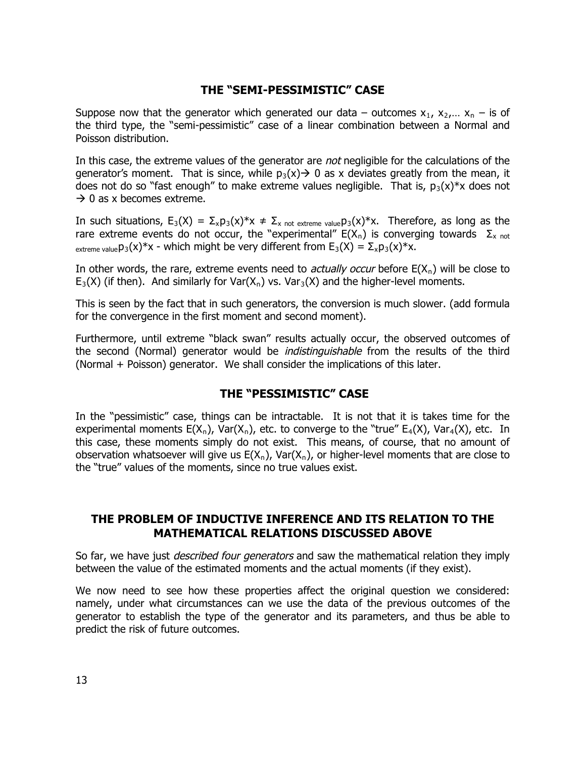## THE "SEMI-PESSIMISTIC" CASE

Suppose now that the generator which generated our data – outcomes $x_1$, $x_2$,… $x_n$ – is of the third type, the "semi-pessimistic" case of a linear combination between a Normal and Poisson distribution.

In this case, the extreme values of the generator are *not* negligible for the calculations of the generator's moment. That is since, while $p_3(x) \rightarrow 0$ as x deviates greatly from the mean, it does not do so "fast enough" to make extreme values negligible. That is, $p_3(x)*x$ does not $\rightarrow 0$ as x becomes extreme.

In such situations, $E_3(X) = \Sigma_x p_3(x)*x \neq \Sigma_{x \text{ not extreme value}} p_3(x)*x$. Therefore, as long as the rare extreme events do not occur, the "experimental" $E(X_n)$ is converging towards $\Sigma_{x \text{ not extreme value}} p_3(x)*x$ - which might be very different from $E_3(X) = \Sigma_x p_3(x)*x$.

In other words, the rare, extreme events need to *actually occur* before $E(X_n)$ will be close to $E_3(X)$ (if then). And similarly for $Var(X_n)$ vs. $Var_3(X)$ and the higher-level moments.

This is seen by the fact that in such generators, the conversion is much slower. (add formula for the convergence in the first moment and second moment).

Furthermore, until extreme "black swan" results actually occur, the observed outcomes of the second (Normal) generator would be *indistinguishable* from the results of the third (Normal + Poisson) generator. We shall consider the implications of this later.

## THE "PESSIMISTIC" CASE

In the "pessimistic" case, things can be intractable. It is not that it is takes time for the experimental moments $E(X_n)$, $Var(X_n)$, etc. to converge to the "true" $E_4(X)$, $Var_4(X)$, etc. In this case, these moments simply do not exist. This means, of course, that no amount of observation whatsoever will give us $E(X_n)$, $Var(X_n)$, or higher-level moments that are close to the "true" values of the moments, since no true values exist.

## THE PROBLEM OF INDUCTIVE INFERENCE AND ITS RELATION TO THE MATHEMATICAL RELATIONS DISCUSSED ABOVE

So far, we have just *described four generators* and saw the mathematical relation they imply between the value of the estimated moments and the actual moments (if they exist).

We now need to see how these properties affect the original question we considered: namely, under what circumstances can we use the data of the previous outcomes of the generator to establish the type of the generator and its parameters, and thus be able to predict the risk of future outcomes.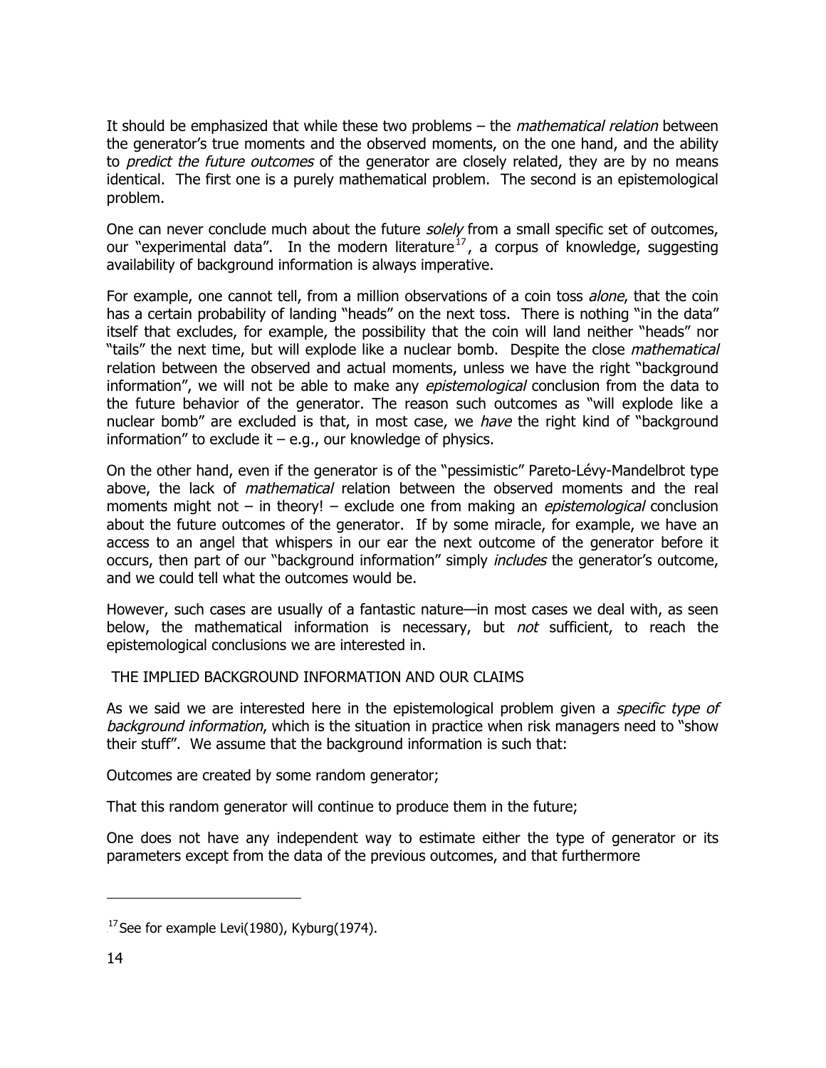It should be emphasized that while these two problems – the *mathematical relation* between the generator's true moments and the observed moments, on the one hand, and the ability to *predict the future outcomes* of the generator are closely related, they are by no means identical. The first one is a purely mathematical problem. The second is an epistemological problem.

One can never conclude much about the future *solely* from a small specific set of outcomes, our "experimental data". In the modern literature[17], a corpus of knowledge, suggesting availability of background information is always imperative.

For example, one cannot tell, from a million observations of a coin toss *alone*, that the coin has a certain probability of landing "heads" on the next toss. There is nothing "in the data" itself that excludes, for example, the possibility that the coin will land neither "heads" nor "tails" the next time, but will explode like a nuclear bomb. Despite the close *mathematical* relation between the observed and actual moments, unless we have the right "background information", we will not be able to make any *epistemological* conclusion from the data to the future behavior of the generator. The reason such outcomes as "will explode like a nuclear bomb" are excluded is that, in most case, we *have* the right kind of "background information" to exclude it – e.g., our knowledge of physics.

On the other hand, even if the generator is of the "pessimistic" Pareto-Lévy-Mandelbrot type above, the lack of *mathematical* relation between the observed moments and the real moments might not – in theory! – exclude one from making an *epistemological* conclusion about the future outcomes of the generator. If by some miracle, for example, we have an access to an angel that whispers in our ear the next outcome of the generator before it occurs, then part of our "background information" simply *includes* the generator's outcome, and we could tell what the outcomes would be.

However, such cases are usually of a fantastic nature—in most cases we deal with, as seen below, the mathematical information is necessary, but *not* sufficient, to reach the epistemological conclusions we are interested in.

THE IMPLIED BACKGROUND INFORMATION AND OUR CLAIMS

As we said we are interested here in the epistemological problem given a *specific type of background information*, which is the situation in practice when risk managers need to "show their stuff". We assume that the background information is such that:

Outcomes are created by some random generator;

That this random generator will continue to produce them in the future;

One does not have any independent way to estimate either the type of generator or its parameters except from the data of the previous outcomes, and that furthermore

[17] See for example Levi(1980), Kyburg(1974).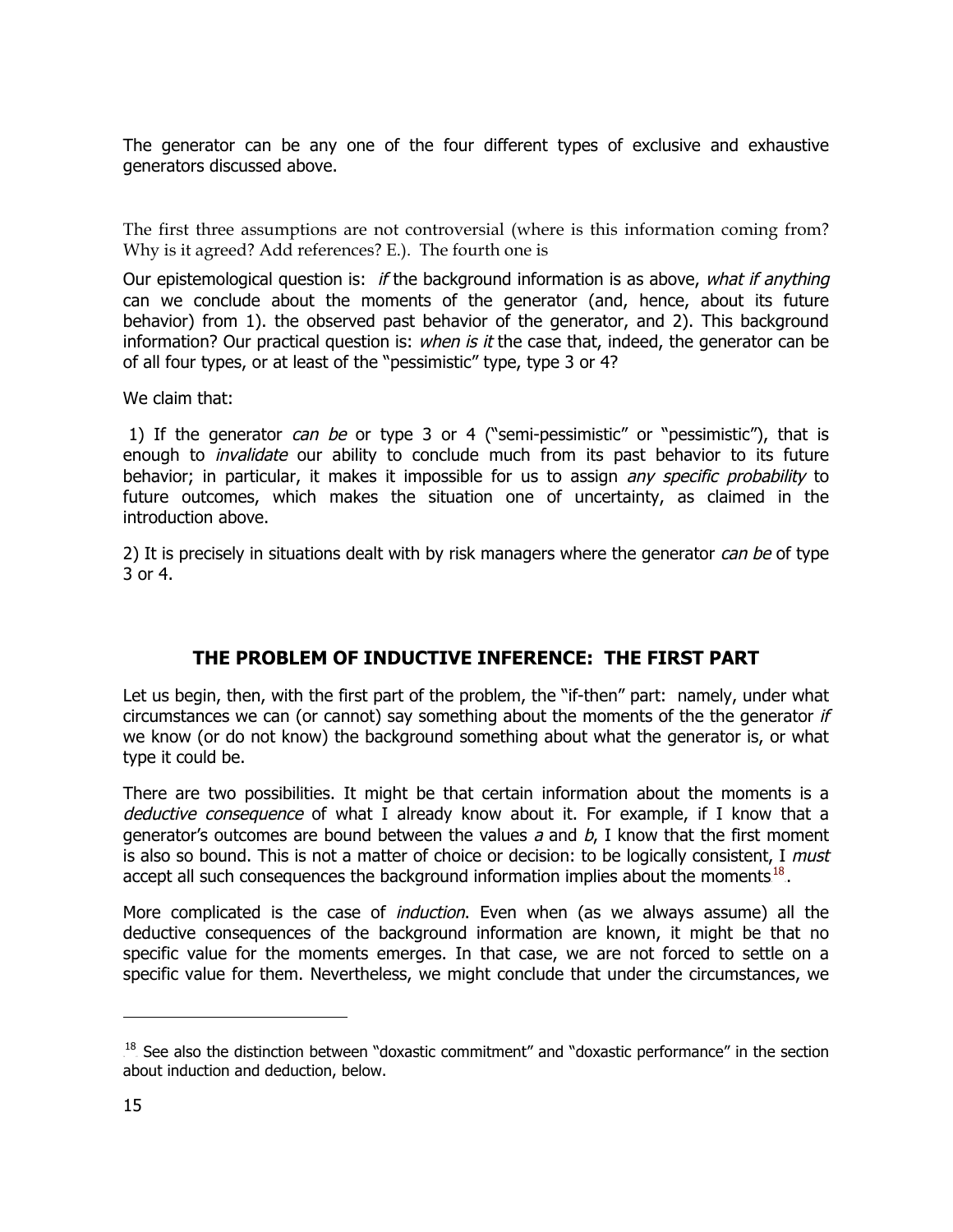The generator can be any one of the four different types of exclusive and exhaustive generators discussed above.

The first three assumptions are not controversial (where is this information coming from? Why is it agreed? Add references? E.). The fourth one is

Our epistemological question is: *if* the background information is as above, *what if anything* can we conclude about the moments of the generator (and, hence, about its future behavior) from 1). the observed past behavior of the generator, and 2). This background information? Our practical question is: *when is it* the case that, indeed, the generator can be of all four types, or at least of the "pessimistic" type, type 3 or 4?

We claim that:

1) If the generator *can be* or type 3 or 4 ("semi-pessimistic" or "pessimistic"), that is enough to *invalidate* our ability to conclude much from its past behavior to its future behavior; in particular, it makes it impossible for us to assign *any specific probability* to future outcomes, which makes the situation one of uncertainty, as claimed in the introduction above.

2) It is precisely in situations dealt with by risk managers where the generator *can be* of type 3 or 4.

## THE PROBLEM OF INDUCTIVE INFERENCE: THE FIRST PART

Let us begin, then, with the first part of the problem, the "if-then" part: namely, under what circumstances we can (or cannot) say something about the moments of the the generator *if* we know (or do not know) the background something about what the generator is, or what type it could be.

There are two possibilities. It might be that certain information about the moments is a *deductive consequence* of what I already know about it. For example, if I know that a generator's outcomes are bound between the values *a* and *b*, I know that the first moment is also so bound. This is not a matter of choice or decision: to be logically consistent, I *must* accept all such consequences the background information implies about the moments[18].

More complicated is the case of *induction*. Even when (as we always assume) all the deductive consequences of the background information are known, it might be that no specific value for the moments emerges. In that case, we are not forced to settle on a specific value for them. Nevertheless, we might conclude that under the circumstances, we

---

[18] See also the distinction between "doxastic commitment" and "doxastic performance" in the section about induction and deduction, below.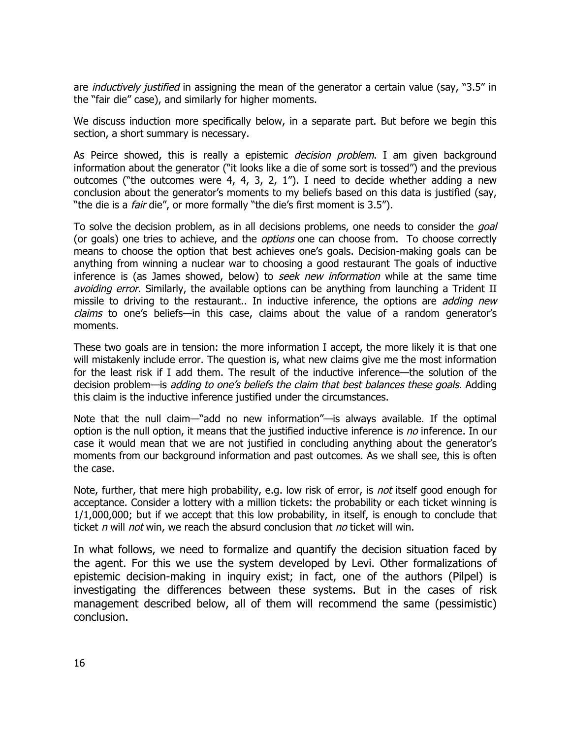are *inductively justified* in assigning the mean of the generator a certain value (say, "3.5" in the "fair die" case), and similarly for higher moments.

We discuss induction more specifically below, in a separate part. But before we begin this section, a short summary is necessary.

As Peirce showed, this is really a epistemic *decision problem*. I am given background information about the generator ("it looks like a die of some sort is tossed") and the previous outcomes ("the outcomes were 4, 4, 3, 2, 1"). I need to decide whether adding a new conclusion about the generator's moments to my beliefs based on this data is justified (say, "the die is a *fair* die", or more formally "the die's first moment is 3.5").

To solve the decision problem, as in all decisions problems, one needs to consider the *goal* (or goals) one tries to achieve, and the *options* one can choose from. To choose correctly means to choose the option that best achieves one's goals. Decision-making goals can be anything from winning a nuclear war to choosing a good restaurant The goals of inductive inference is (as James showed, below) to *seek new information* while at the same time *avoiding error*. Similarly, the available options can be anything from launching a Trident II missile to driving to the restaurant.. In inductive inference, the options are *adding new claims* to one's beliefs—in this case, claims about the value of a random generator's moments.

These two goals are in tension: the more information I accept, the more likely it is that one will mistakenly include error. The question is, what new claims give me the most information for the least risk if I add them. The result of the inductive inference—the solution of the decision problem—is *adding to one's beliefs the claim that best balances these goals*. Adding this claim is the inductive inference justified under the circumstances.

Note that the null claim—"add no new information"—is always available. If the optimal option is the null option, it means that the justified inductive inference is *no* inference. In our case it would mean that we are not justified in concluding anything about the generator's moments from our background information and past outcomes. As we shall see, this is often the case.

Note, further, that mere high probability, e.g. low risk of error, is *not* itself good enough for acceptance. Consider a lottery with a million tickets: the probability or each ticket winning is 1/1,000,000; but if we accept that this low probability, in itself, is enough to conclude that ticket *n* will *not* win, we reach the absurd conclusion that *no* ticket will win.

In what follows, we need to formalize and quantify the decision situation faced by the agent. For this we use the system developed by Levi. Other formalizations of epistemic decision-making in inquiry exist; in fact, one of the authors (Pilpel) is investigating the differences between these systems. But in the cases of risk management described below, all of them will recommend the same (pessimistic) conclusion.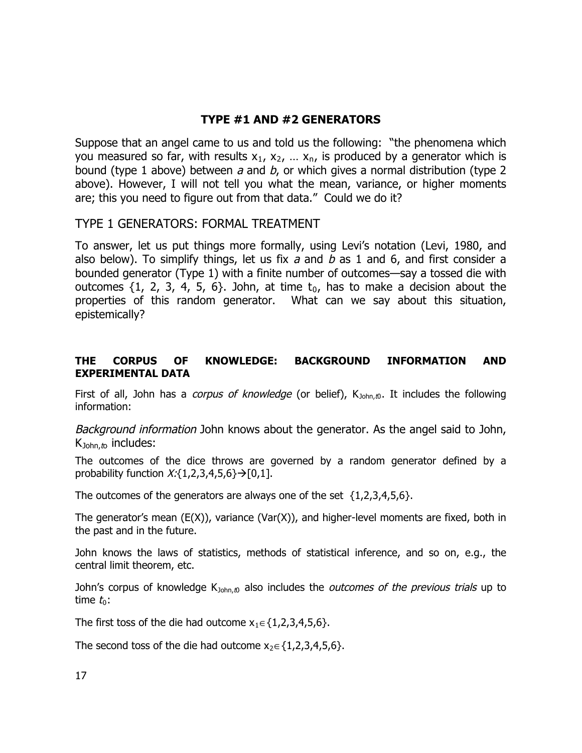## TYPE #1 AND #2 GENERATORS

Suppose that an angel came to us and told us the following: "the phenomena which you measured so far, with results $x_1$, $x_2$, … $x_n$, is produced by a generator which is bound (type 1 above) between *a* and *b*, or which gives a normal distribution (type 2 above). However, I will not tell you what the mean, variance, or higher moments are; this you need to figure out from that data." Could we do it?

### TYPE 1 GENERATORS: FORMAL TREATMENT

To answer, let us put things more formally, using Levi's notation (Levi, 1980, and also below). To simplify things, let us fix *a* and *b* as 1 and 6, and first consider a bounded generator (Type 1) with a finite number of outcomes—say a tossed die with outcomes {1, 2, 3, 4, 5, 6}. John, at time $t_0$, has to make a decision about the properties of this random generator. What can we say about this situation, epistemically?

#### THE CORPUS OF KNOWLEDGE: BACKGROUND INFORMATION AND EXPERIMENTAL DATA

First of all, John has a *corpus of knowledge* (or belief), $K_{John,t0}$. It includes the following information:

*Background information* John knows about the generator. As the angel said to John, $K_{John,t0}$ includes:

The outcomes of the dice throws are governed by a random generator defined by a probability function $X{:}\{1,2,3,4,5,6\} \rightarrow [0,1]$.

The outcomes of the generators are always one of the set {1,2,3,4,5,6}.

The generator's mean (E(X)), variance (Var(X)), and higher-level moments are fixed, both in the past and in the future.

John knows the laws of statistics, methods of statistical inference, and so on, e.g., the central limit theorem, etc.

John's corpus of knowledge $K_{John,t0}$ also includes the *outcomes of the previous trials* up to time $t_0$:

The first toss of the die had outcome $x_1 \in \{1,2,3,4,5,6\}$.

The second toss of the die had outcome $x_2 \in \{1,2,3,4,5,6\}$.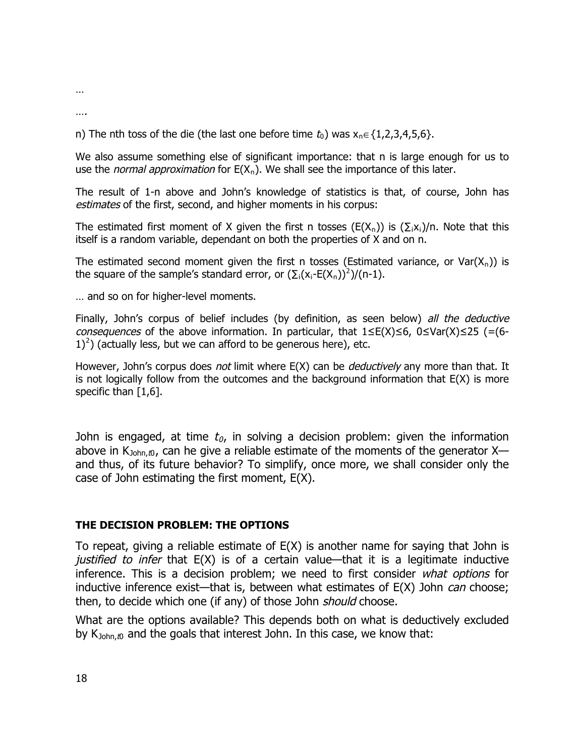…

….

n) The nth toss of the die (the last one before time $t_0$) was $x_n \in \{1,2,3,4,5,6\}$.

We also assume something else of significant importance: that n is large enough for us to use the *normal approximation* for $E(X_n)$. We shall see the importance of this later.

The result of 1-n above and John's knowledge of statistics is that, of course, John has *estimates* of the first, second, and higher moments in his corpus:

The estimated first moment of X given the first n tosses ($E(X_n)$) is $(\sum_i x_i)/n$. Note that this itself is a random variable, dependant on both the properties of X and on n.

The estimated second moment given the first n tosses (Estimated variance, or $Var(X_n)$) is the square of the sample's standard error, or $(\sum_i (x_i - E(X_n))^2)/(n-1)$.

… and so on for higher-level moments.

Finally, John's corpus of belief includes (by definition, as seen below) *all the deductive consequences* of the above information. In particular, that $1 \leq E(X) \leq 6$, $0 \leq Var(X) \leq 25$ ($=(6-1)^2$) (actually less, but we can afford to be generous here), etc.

However, John's corpus does *not* limit where E(X) can be *deductively* any more than that. It is not logically follow from the outcomes and the background information that E(X) is more specific than [1,6].

John is engaged, at time $t_0$, in solving a decision problem: given the information above in $K_{John,t0}$, can he give a reliable estimate of the moments of the generator X—and thus, of its future behavior? To simplify, once more, we shall consider only the case of John estimating the first moment, E(X).

**THE DECISION PROBLEM: THE OPTIONS**

To repeat, giving a reliable estimate of E(X) is another name for saying that John is *justified to infer* that E(X) is of a certain value—that it is a legitimate inductive inference. This is a decision problem; we need to first consider *what options* for inductive inference exist—that is, between what estimates of E(X) John *can* choose; then, to decide which one (if any) of those John *should* choose.

What are the options available? This depends both on what is deductively excluded by $K_{John,t0}$ and the goals that interest John. In this case, we know that: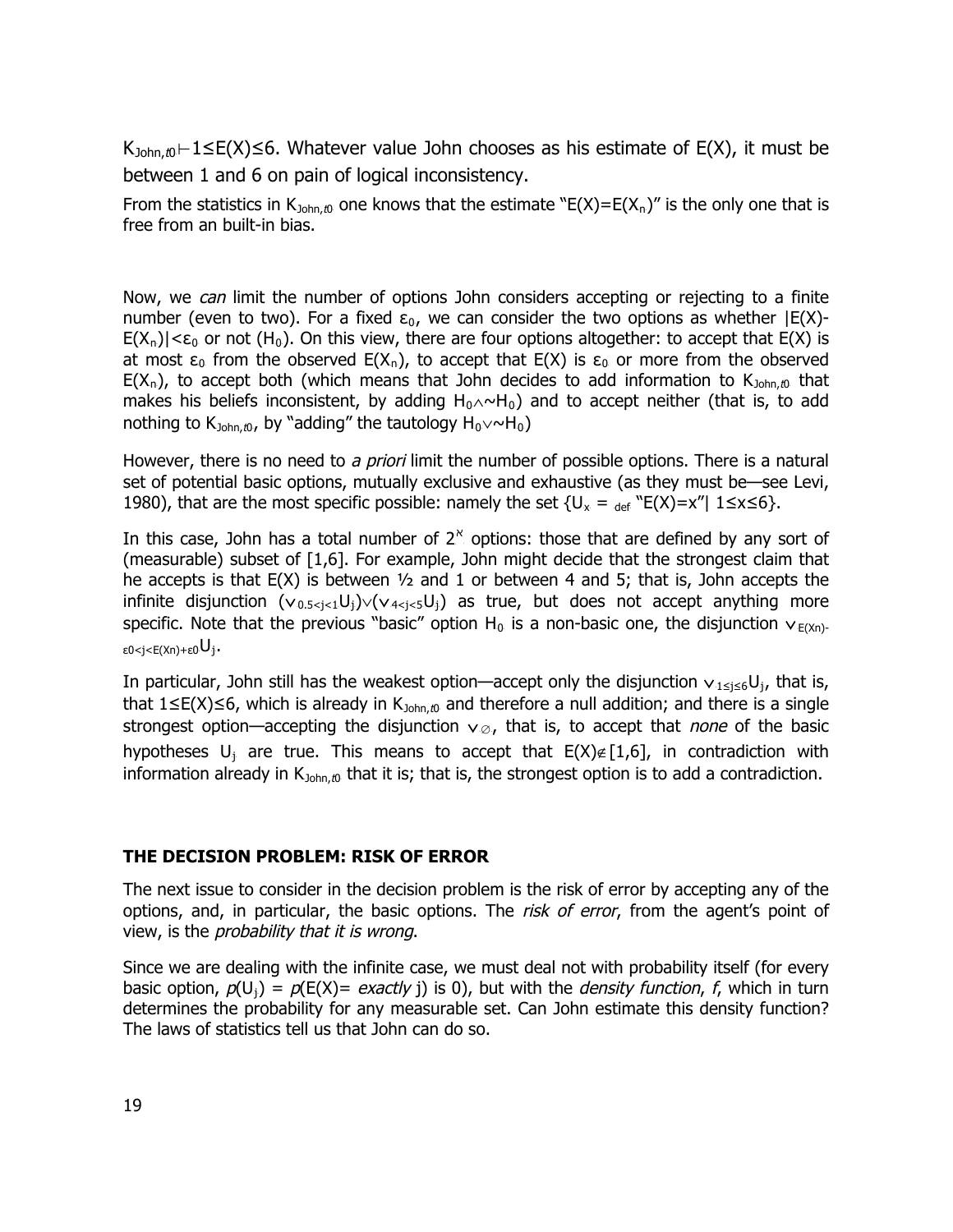$K_{John,t0} \vdash 1 \leq E(X) \leq 6$. Whatever value John chooses as his estimate of E(X), it must be between 1 and 6 on pain of logical inconsistency.

From the statistics in $K_{John,t0}$ one knows that the estimate "$E(X)=E(X_n)$" is the only one that is free from an built-in bias.

Now, we *can* limit the number of options John considers accepting or rejecting to a finite number (even to two). For a fixed $\varepsilon_0$, we can consider the two options as whether $|E(X)-E(X_n)|<\varepsilon_0$ or not ($H_0$). On this view, there are four options altogether: to accept that E(X) is at most $\varepsilon_0$ from the observed $E(X_n)$, to accept that E(X) is $\varepsilon_0$ or more from the observed $E(X_n)$, to accept both (which means that John decides to add information to $K_{John,t0}$ that makes his beliefs inconsistent, by adding $H_0 \wedge \sim H_0$) and to accept neither (that is, to add nothing to $K_{John,t0}$, by "adding" the tautology $H_0 \vee \sim H_0$)

However, there is no need to *a priori* limit the number of possible options. There is a natural set of potential basic options, mutually exclusive and exhaustive (as they must be—see Levi, 1980), that are the most specific possible: namely the set $\{U_x =_{def}$ "$E(X)=x$"$| \ 1 \leq x \leq 6\}$.

In this case, John has a total number of $2^{\aleph}$ options: those that are defined by any sort of (measurable) subset of [1,6]. For example, John might decide that the strongest claim that he accepts is that E(X) is between ½ and 1 or between 4 and 5; that is, John accepts the infinite disjunction $(\vee_{0.5<j<1}U_j) \vee (\vee_{4<j<5}U_j)$ as true, but does not accept anything more specific. Note that the previous "basic" option $H_0$ is a non-basic one, the disjunction $\vee_{E(Xn)-\varepsilon 0<j<E(Xn)+\varepsilon 0}U_j$.

In particular, John still has the weakest option—accept only the disjunction $\vee_{1 \leq j \leq 6}U_j$, that is, that $1 \leq E(X) \leq 6$, which is already in $K_{John,t0}$ and therefore a null addition; and there is a single strongest option—accepting the disjunction $\vee_{\varnothing}$, that is, to accept that *none* of the basic hypotheses $U_j$ are true. This means to accept that $E(X) \notin [1,6]$, in contradiction with information already in $K_{John,t0}$ that it is; that is, the strongest option is to add a contradiction.

**THE DECISION PROBLEM: RISK OF ERROR**

The next issue to consider in the decision problem is the risk of error by accepting any of the options, and, in particular, the basic options. The *risk of error*, from the agent's point of view, is the *probability that it is wrong*.

Since we are dealing with the infinite case, we must deal not with probability itself (for every basic option, $p(U_j) = p(E(X)=$ *exactly* j) is 0), but with the *density function*, *f*, which in turn determines the probability for any measurable set. Can John estimate this density function? The laws of statistics tell us that John can do so.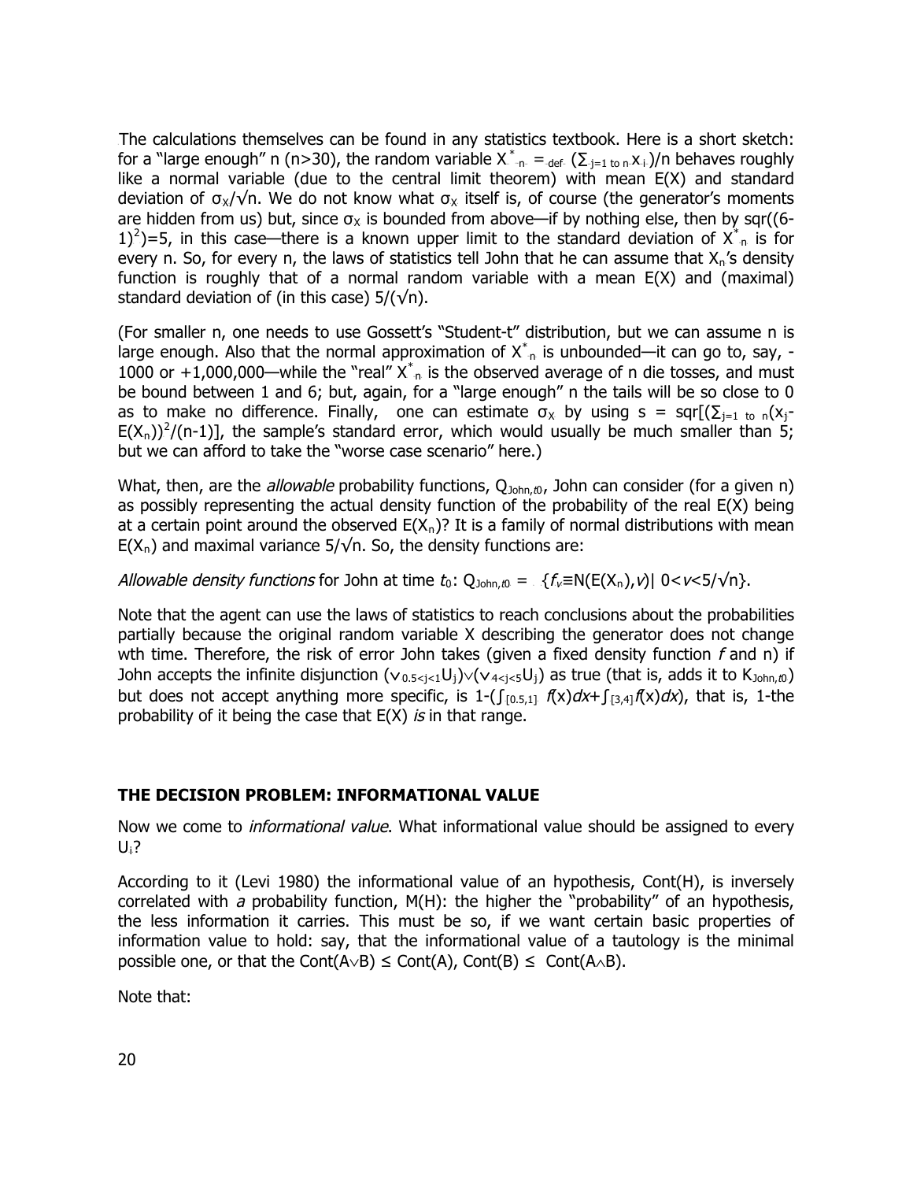The calculations themselves can be found in any statistics textbook. Here is a short sketch: for a "large enough" n (n>30), the random variable $X^*_n =_{def} (\Sigma_{j=1 \text{ to } n} x_i)/n$ behaves roughly like a normal variable (due to the central limit theorem) with mean E(X) and standard deviation of $\sigma_X/\sqrt{n}$. We do not know what $\sigma_X$ itself is, of course (the generator's moments are hidden from us) but, since $\sigma_X$ is bounded from above—if by nothing else, then by sqr($(6-1)^2$)=5, in this case—there is a known upper limit to the standard deviation of $X^*_n$ is for every n. So, for every n, the laws of statistics tell John that he can assume that $X_n$'s density function is roughly that of a normal random variable with a mean E(X) and (maximal) standard deviation of (in this case) $5/(\sqrt{n})$.

(For smaller n, one needs to use Gossett's "Student-t" distribution, but we can assume n is large enough. Also that the normal approximation of $X^*_n$ is unbounded—it can go to, say, -1000 or +1,000,000—while the "real" $X^*_n$ is the observed average of n die tosses, and must be bound between 1 and 6; but, again, for a "large enough" n the tails will be so close to 0 as to make no difference. Finally, one can estimate $\sigma_X$ by using $s = \text{sqr}[(\Sigma_{j=1 \text{ to } n}(x_j-E(X_n))^2/(n-1)]$, the sample's standard error, which would usually be much smaller than 5; but we can afford to take the "worse case scenario" here.)

What, then, are the *allowable* probability functions, $Q_{John,t0}$, John can consider (for a given n) as possibly representing the actual density function of the probability of the real E(X) being at a certain point around the observed $E(X_n)$? It is a family of normal distributions with mean $E(X_n)$ and maximal variance $5/\sqrt{n}$. So, the density functions are:

*Allowable density functions* for John at time $t_0$: $Q_{John,t0} = \{f_v \equiv N(E(X_n),v) | \ 0<v<5/\sqrt{n}\}$.

Note that the agent can use the laws of statistics to reach conclusions about the probabilities partially because the original random variable X describing the generator does not change wth time. Therefore, the risk of error John takes (given a fixed density function *f* and n) if John accepts the infinite disjunction $(\vee_{0.5<j<1}U_j)\vee(\vee_{4<j<5}U_j)$ as true (that is, adds it to $K_{John,t0}$) but does not accept anything more specific, is $1-(\int_{[0.5,1]} f(x)dx+\int_{[3,4]}f(x)dx)$, that is, 1-the probability of it being the case that E(X) *is* in that range.

## THE DECISION PROBLEM: INFORMATIONAL VALUE

Now we come to *informational value*. What informational value should be assigned to every $U_i$?

According to it (Levi 1980) the informational value of an hypothesis, Cont(H), is inversely correlated with *a* probability function, M(H): the higher the "probability" of an hypothesis, the less information it carries. This must be so, if we want certain basic properties of information value to hold: say, that the informational value of a tautology is the minimal possible one, or that the $\text{Cont}(A\vee B) \leq \text{Cont}(A), \text{Cont}(B) \leq \text{Cont}(A\wedge B)$.

Note that: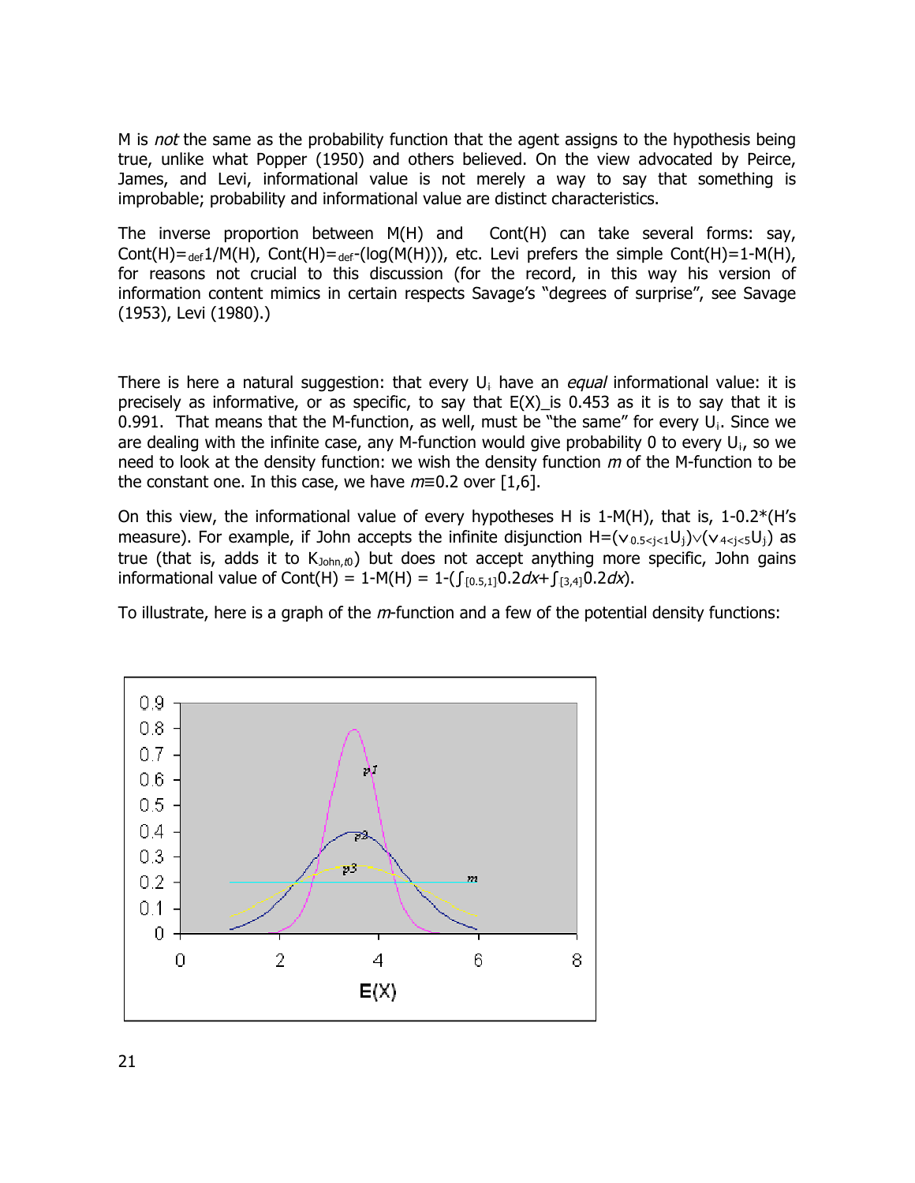M is *not* the same as the probability function that the agent assigns to the hypothesis being true, unlike what Popper (1950) and others believed. On the view advocated by Peirce, James, and Levi, informational value is not merely a way to say that something is improbable; probability and informational value are distinct characteristics.

The inverse proportion between M(H) and Cont(H) can take several forms: say, $Cont(H)=_{def}1/M(H)$, $Cont(H)=_{def}-(\log(M(H)))$, etc. Levi prefers the simple $Cont(H)=1-M(H)$, for reasons not crucial to this discussion (for the record, in this way his version of information content mimics in certain respects Savage's "degrees of surprise", see Savage (1953), Levi (1980).)

There is here a natural suggestion: that every $U_i$ have an *equal* informational value: it is precisely as informative, or as specific, to say that E(X) is 0.453 as it is to say that it is 0.991. That means that the M-function, as well, must be "the same" for every $U_i$. Since we are dealing with the infinite case, any M-function would give probability 0 to every $U_i$, so we need to look at the density function: we wish the density function *m* of the M-function to be the constant one. In this case, we have $m\equiv0.2$ over [1,6].

On this view, the informational value of every hypotheses H is 1-M(H), that is, 1-0.2*(H's measure). For example, if John accepts the infinite disjunction $H=(\vee_{0.5<j<1}U_j)\vee(\vee_{4<j<5}U_j)$ as true (that is, adds it to $K_{John,t0}$) but does not accept anything more specific, John gains informational value of $Cont(H) = 1-M(H) = 1-(\int_{[0.5,1]}0.2dx+\int_{[3,4]}0.2dx)$.

To illustrate, here is a graph of the *m*-function and a few of the potential density functions: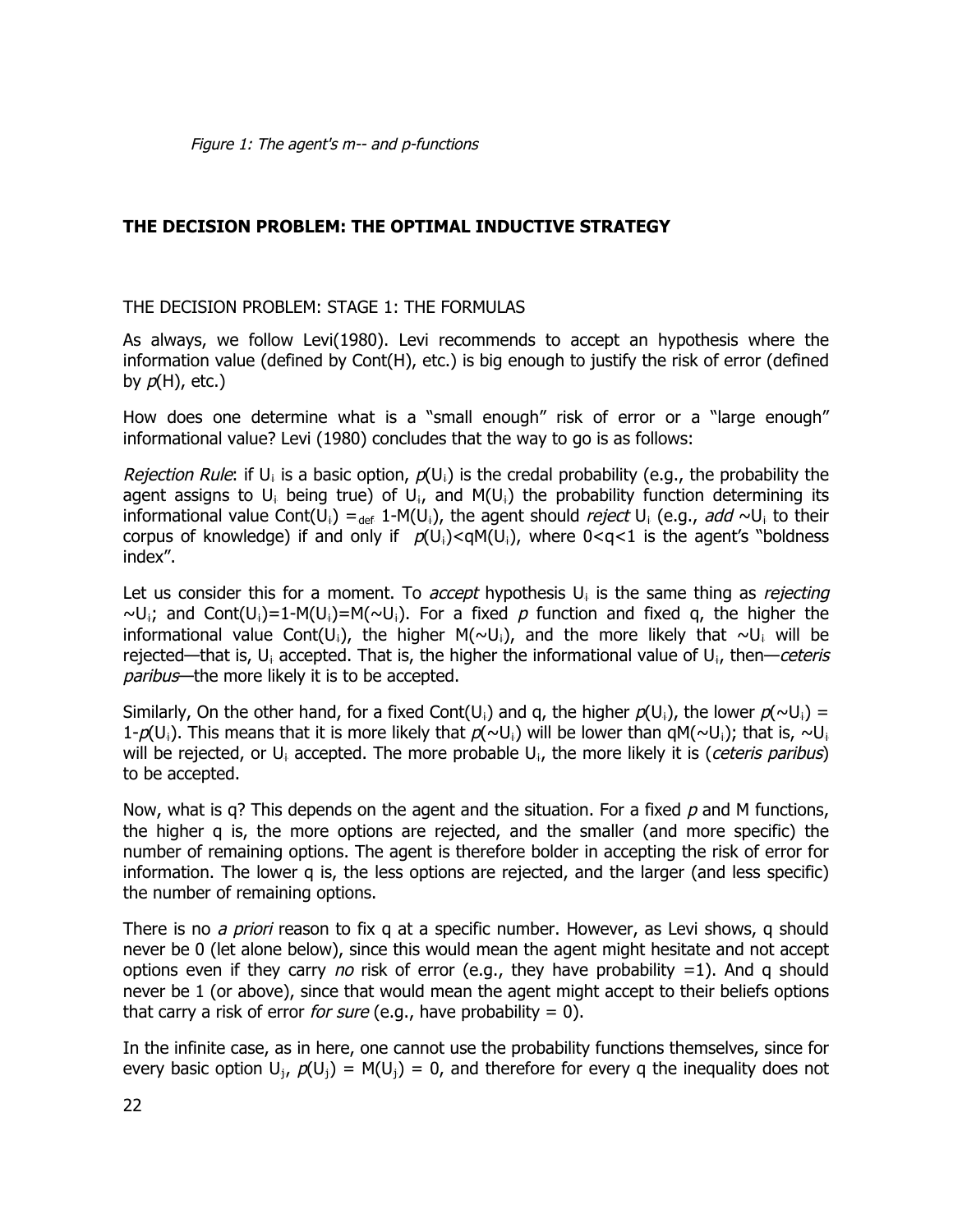*Figure 1: The agent's m-- and p-functions*

## THE DECISION PROBLEM: THE OPTIMAL INDUCTIVE STRATEGY

### THE DECISION PROBLEM: STAGE 1: THE FORMULAS

As always, we follow Levi(1980). Levi recommends to accept an hypothesis where the information value (defined by Cont(H), etc.) is big enough to justify the risk of error (defined by $p(H)$, etc.)

How does one determine what is a "small enough" risk of error or a "large enough" informational value? Levi (1980) concludes that the way to go is as follows:

*Rejection Rule*: if $U_i$ is a basic option, $p(U_i)$ is the credal probability (e.g., the probability the agent assigns to $U_i$ being true) of $U_i$, and $M(U_i)$ the probability function determining its informational value $Cont(U_i) =_{def} 1-M(U_i)$, the agent should *reject* $U_i$ (e.g., *add* $\sim U_i$ to their corpus of knowledge) if and only if $p(U_i)<qM(U_i)$, where $0<q<1$ is the agent's "boldness index".

Let us consider this for a moment. To *accept* hypothesis $U_i$ is the same thing as *rejecting* $\sim U_i$; and $Cont(U_i)=1-M(U_i)=M(\sim U_i)$. For a fixed $p$ function and fixed q, the higher the informational value $Cont(U_i)$, the higher $M(\sim U_i)$, and the more likely that $\sim U_i$ will be rejected—that is, $U_i$ accepted. That is, the higher the informational value of $U_i$, then—*ceteris paribus*—the more likely it is to be accepted.

Similarly, On the other hand, for a fixed $Cont(U_i)$ and q, the higher $p(U_i)$, the lower $p(\sim U_i) = 1-p(U_i)$. This means that it is more likely that $p(\sim U_i)$ will be lower than $qM(\sim U_i)$; that is, $\sim U_i$ will be rejected, or $U_i$ accepted. The more probable $U_i$, the more likely it is (*ceteris paribus*) to be accepted.

Now, what is q? This depends on the agent and the situation. For a fixed $p$ and M functions, the higher q is, the more options are rejected, and the smaller (and more specific) the number of remaining options. The agent is therefore bolder in accepting the risk of error for information. The lower q is, the less options are rejected, and the larger (and less specific) the number of remaining options.

There is no *a priori* reason to fix q at a specific number. However, as Levi shows, q should never be 0 (let alone below), since this would mean the agent might hesitate and not accept options even if they carry *no* risk of error (e.g., they have probability =1). And q should never be 1 (or above), since that would mean the agent might accept to their beliefs options that carry a risk of error *for sure* (e.g., have probability = 0).

In the infinite case, as in here, one cannot use the probability functions themselves, since for every basic option $U_j$, $p(U_j) = M(U_j) = 0$, and therefore for every q the inequality does not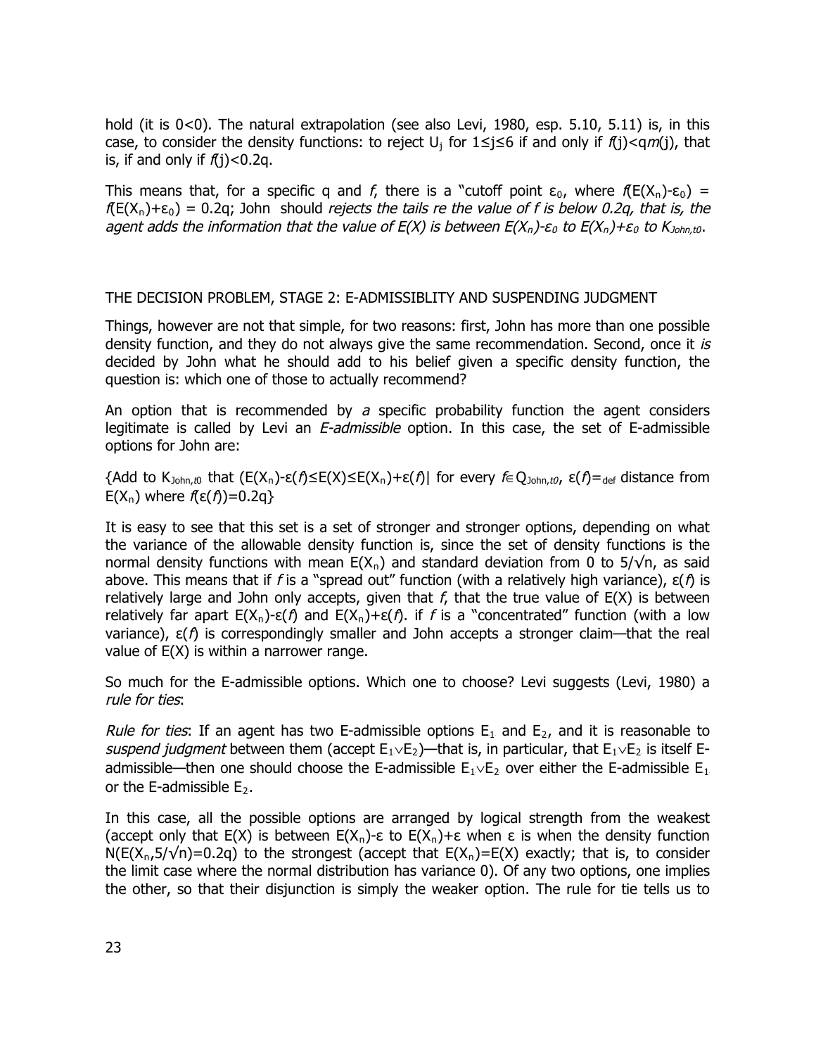hold (it is 0<0). The natural extrapolation (see also Levi, 1980, esp. 5.10, 5.11) is, in this case, to consider the density functions: to reject $U_j$ for $1 \leq j \leq 6$ if and only if $f(j) < qm(j)$, that is, if and only if $f(j) < 0.2q$.

This means that, for a specific q and *f*, there is a "cutoff point $\varepsilon_0$, where $f(E(X_n)-\varepsilon_0) = f(E(X_n)+\varepsilon_0) = 0.2q$; John should *rejects the tails re the value of f is below 0.2q, that is, the agent adds the information that the value of E(X) is between $E(X_n)-\varepsilon_0$ to $E(X_n)+\varepsilon_0$ to $K_{John,t0}$*.

## THE DECISION PROBLEM, STAGE 2: E-ADMISSIBLITY AND SUSPENDING JUDGMENT

Things, however are not that simple, for two reasons: first, John has more than one possible density function, and they do not always give the same recommendation. Second, once it *is* decided by John what he should add to his belief given a specific density function, the question is: which one of those to actually recommend?

An option that is recommended by *a* specific probability function the agent considers legitimate is called by Levi an *E-admissible* option. In this case, the set of E-admissible options for John are:

{Add to $K_{John,t0}$ that $(E(X_n)-\varepsilon(f) \leq E(X) \leq E(X_n)+\varepsilon(f)|$ for every $f \in Q_{John,t0}$, $\varepsilon(f) =_{def}$ distance from $E(X_n)$ where $f(\varepsilon(f))=0.2q$}

It is easy to see that this set is a set of stronger and stronger options, depending on what the variance of the allowable density function is, since the set of density functions is the normal density functions with mean $E(X_n)$ and standard deviation from 0 to $5/\sqrt{n}$, as said above. This means that if *f* is a "spread out" function (with a relatively high variance), $\varepsilon(f)$ is relatively large and John only accepts, given that *f*, that the true value of E(X) is between relatively far apart $E(X_n)-\varepsilon(f)$ and $E(X_n)+\varepsilon(f)$. if *f* is a "concentrated" function (with a low variance), $\varepsilon(f)$ is correspondingly smaller and John accepts a stronger claim—that the real value of E(X) is within a narrower range.

So much for the E-admissible options. Which one to choose? Levi suggests (Levi, 1980) a *rule for ties*:

*Rule for ties*: If an agent has two E-admissible options $E_1$ and $E_2$, and it is reasonable to *suspend judgment* between them (accept $E_1 \vee E_2$)—that is, in particular, that $E_1 \vee E_2$ is itself E-admissible—then one should choose the E-admissible $E_1 \vee E_2$ over either the E-admissible $E_1$ or the E-admissible $E_2$.

In this case, all the possible options are arranged by logical strength from the weakest (accept only that E(X) is between $E(X_n)-\varepsilon$ to $E(X_n)+\varepsilon$ when $\varepsilon$ is when the density function $N(E(X_n,5/\sqrt{n})=0.2q)$ to the strongest (accept that $E(X_n)=E(X)$ exactly; that is, to consider the limit case where the normal distribution has variance 0). Of any two options, one implies the other, so that their disjunction is simply the weaker option. The rule for tie tells us to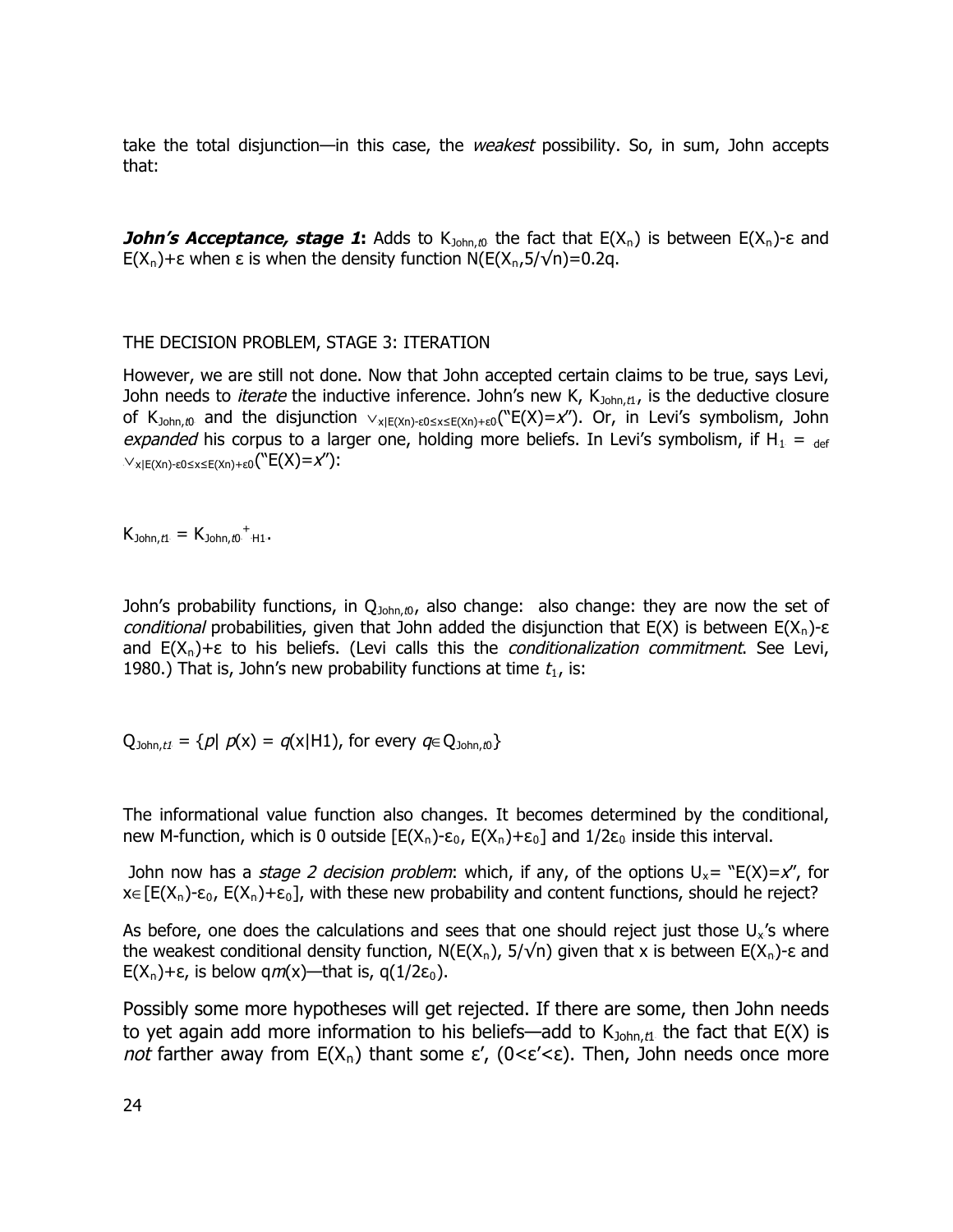take the total disjunction—in this case, the *weakest* possibility. So, in sum, John accepts that:

***John's Acceptance, stage 1*:** Adds to $K_{John,t0}$ the fact that $E(X_n)$ is between $E(X_n)$-ε and $E(X_n)$+ε when ε is when the density function $N(E(X_n,5/\sqrt{n})=0.2q$.

THE DECISION PROBLEM, STAGE 3: ITERATION

However, we are still not done. Now that John accepted certain claims to be true, says Levi, John needs to *iterate* the inductive inference. John's new K, $K_{John,t1}$, is the deductive closure of $K_{John,t0}$ and the disjunction $\vee_{x|E(Xn)-\varepsilon 0 \leq x \leq E(Xn)+\varepsilon 0}$("E(X)=*x*"). Or, in Levi's symbolism, John *expanded* his corpus to a larger one, holding more beliefs. In Levi's symbolism, if $H_1 =_{def} \vee_{x|E(Xn)-\varepsilon 0 \leq x \leq E(Xn)+\varepsilon 0}$("E(X)=*x*"):

$K_{John,t1} = K_{John,t0}{}^{+}{}_{H1}$.

John's probability functions, in $Q_{John,t0}$, also change: also change: they are now the set of *conditional* probabilities, given that John added the disjunction that E(X) is between $E(X_n)$-ε and $E(X_n)$+ε to his beliefs. (Levi calls this the *conditionalization commitment*. See Levi, 1980.) That is, John's new probability functions at time $t_1$, is:

$Q_{John,t1} = \{p|\ p(x) = q(x|H1)$, for every $q \in Q_{John,t0}\}$

The informational value function also changes. It becomes determined by the conditional, new M-function, which is 0 outside $[E(X_n)-\varepsilon_0, E(X_n)+\varepsilon_0]$ and $1/2\varepsilon_0$ inside this interval.

John now has a *stage 2 decision problem*: which, if any, of the options $U_x$= "E(X)=*x*", for $x \in [E(X_n)-\varepsilon_0, E(X_n)+\varepsilon_0]$, with these new probability and content functions, should he reject?

As before, one does the calculations and sees that one should reject just those $U_x$'s where the weakest conditional density function, $N(E(X_n), 5/\sqrt{n})$ given that x is between $E(X_n)$-ε and $E(X_n)$+ε, is below q*m*(x)—that is, $q(1/2\varepsilon_0)$.

Possibly some more hypotheses will get rejected. If there are some, then John needs to yet again add more information to his beliefs—add to $K_{John,t1}$ the fact that E(X) is *not* farther away from $E(X_n)$ thant some ε', (0<ε'<ε). Then, John needs once more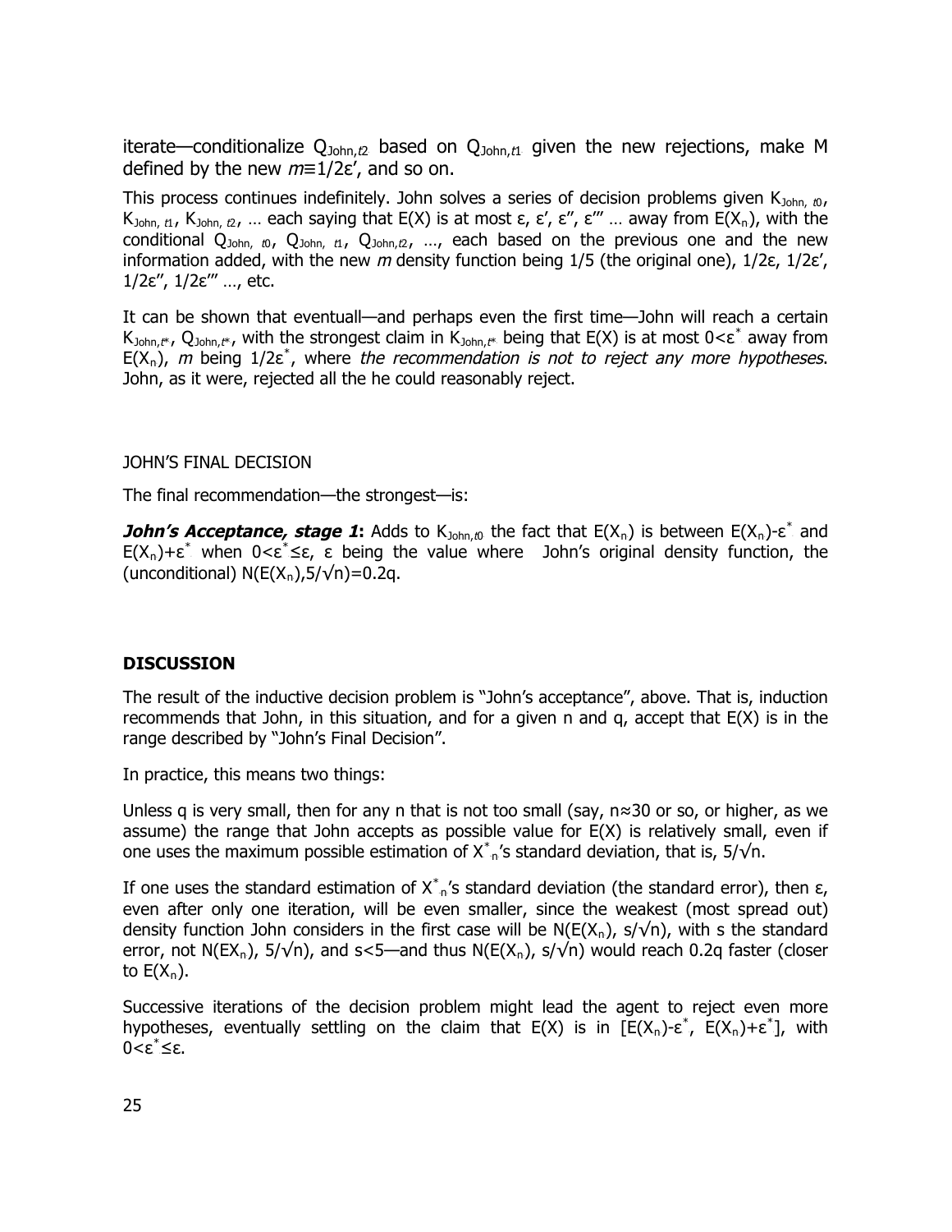iterate—conditionalize $Q_{John,t2}$ based on $Q_{John,t1}$ given the new rejections, make M defined by the new $m \equiv 1/2\varepsilon'$, and so on.

This process continues indefinitely. John solves a series of decision problems given $K_{John,\ t0}$, $K_{John,\ t1}$, $K_{John,\ t2}$, … each saying that E(X) is at most ε, ε′, ε′′, ε′′′ … away from $E(X_n)$, with the conditional $Q_{John,\ t0}$, $Q_{John,\ t1}$, $Q_{John,t2}$, …, each based on the previous one and the new information added, with the new *m* density function being 1/5 (the original one), 1/2ε, 1/2ε′, 1/2ε′′, 1/2ε′′′ …, etc.

It can be shown that eventuall—and perhaps even the first time—John will reach a certain $K_{John,t^*}$, $Q_{John,t^*}$, with the strongest claim in $K_{John,t^*}$ being that E(X) is at most $0<\varepsilon^*$ away from $E(X_n)$, *m* being $1/2\varepsilon^*$, where *the recommendation is not to reject any more hypotheses*. John, as it were, rejected all the he could reasonably reject.

JOHN'S FINAL DECISION

The final recommendation—the strongest—is:

***John's Acceptance, stage 1*****:** Adds to $K_{John,t0}$ the fact that $E(X_n)$ is between $E(X_n)-\varepsilon^*$ and $E(X_n)+\varepsilon^*$ when $0<\varepsilon^*\leq\varepsilon$, ε being the value where John's original density function, the (unconditional) $N(E(X_n),5/\surd n)=0.2q$.

**DISCUSSION**

The result of the inductive decision problem is "John's acceptance", above. That is, induction recommends that John, in this situation, and for a given n and q, accept that E(X) is in the range described by "John's Final Decision".

In practice, this means two things:

Unless q is very small, then for any n that is not too small (say, n≈30 or so, or higher, as we assume) the range that John accepts as possible value for E(X) is relatively small, even if one uses the maximum possible estimation of $X^*_n$'s standard deviation, that is, $5/\surd n$.

If one uses the standard estimation of $X^*_n$'s standard deviation (the standard error), then ε, even after only one iteration, will be even smaller, since the weakest (most spread out) density function John considers in the first case will be $N(E(X_n), s/\surd n)$, with s the standard error, not $N(EX_n), 5/\surd n)$, and s<5—and thus $N(E(X_n), s/\surd n)$ would reach 0.2q faster (closer to $E(X_n)$.

Successive iterations of the decision problem might lead the agent to reject even more hypotheses, eventually settling on the claim that E(X) is in $[E(X_n)-\varepsilon^*, E(X_n)+\varepsilon^*]$, with $0<\varepsilon^*\leq\varepsilon$.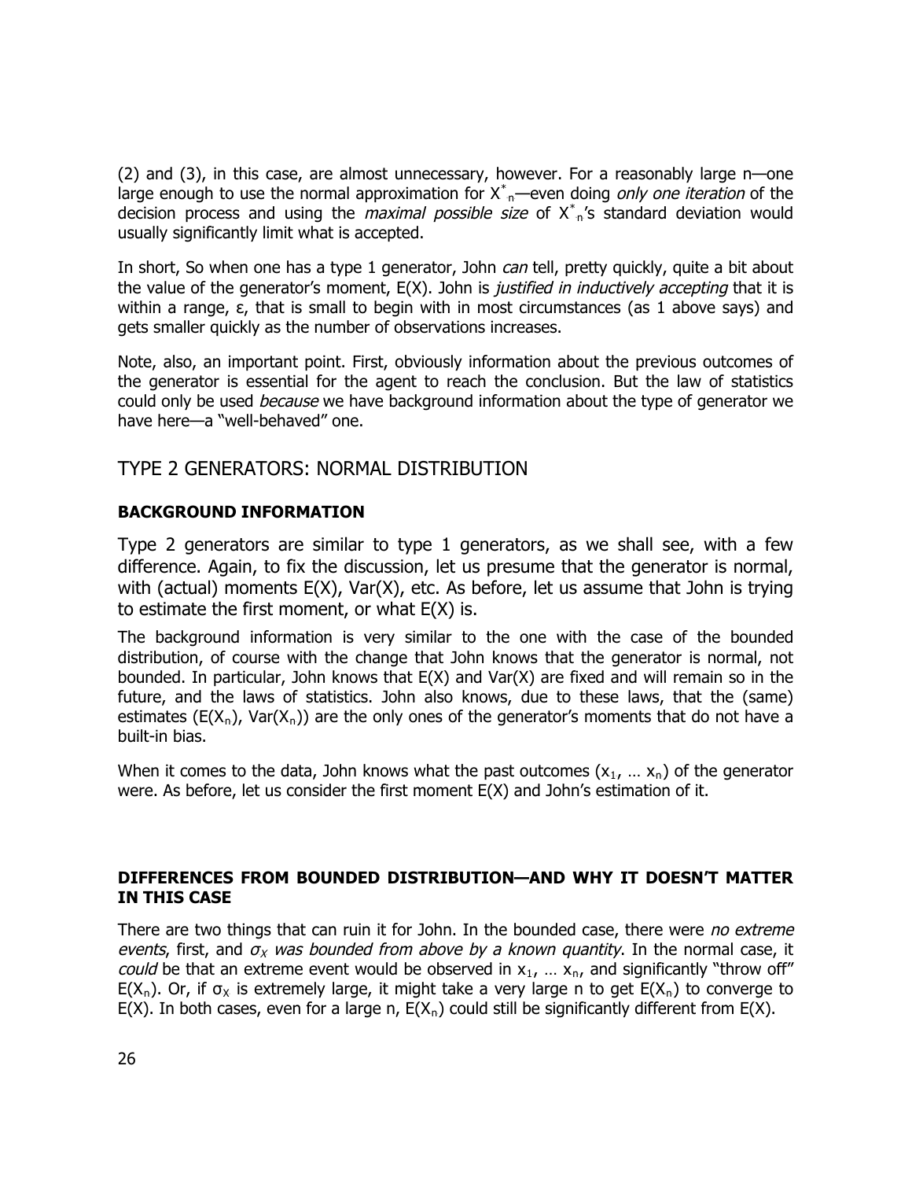(2) and (3), in this case, are almost unnecessary, however. For a reasonably large n—one large enough to use the normal approximation for $X^*_n$—even doing *only one iteration* of the decision process and using the *maximal possible size* of $X^*_n$'s standard deviation would usually significantly limit what is accepted.

In short, So when one has a type 1 generator, John *can* tell, pretty quickly, quite a bit about the value of the generator's moment, E(X). John is *justified in inductively accepting* that it is within a range, ε, that is small to begin with in most circumstances (as 1 above says) and gets smaller quickly as the number of observations increases.

Note, also, an important point. First, obviously information about the previous outcomes of the generator is essential for the agent to reach the conclusion. But the law of statistics could only be used *because* we have background information about the type of generator we have here—a "well-behaved" one.

## TYPE 2 GENERATORS: NORMAL DISTRIBUTION

### BACKGROUND INFORMATION

Type 2 generators are similar to type 1 generators, as we shall see, with a few difference. Again, to fix the discussion, let us presume that the generator is normal, with (actual) moments E(X), Var(X), etc. As before, let us assume that John is trying to estimate the first moment, or what E(X) is.

The background information is very similar to the one with the case of the bounded distribution, of course with the change that John knows that the generator is normal, not bounded. In particular, John knows that E(X) and Var(X) are fixed and will remain so in the future, and the laws of statistics. John also knows, due to these laws, that the (same) estimates ($E(X_n)$, $Var(X_n)$) are the only ones of the generator's moments that do not have a built-in bias.

When it comes to the data, John knows what the past outcomes ($x_1$, … $x_n$) of the generator were. As before, let us consider the first moment E(X) and John's estimation of it.

### DIFFERENCES FROM BOUNDED DISTRIBUTION—AND WHY IT DOESN'T MATTER IN THIS CASE

There are two things that can ruin it for John. In the bounded case, there were *no extreme events*, first, and *$\sigma_X$ was bounded from above by a known quantity*. In the normal case, it *could* be that an extreme event would be observed in $x_1$, … $x_n$, and significantly "throw off" $E(X_n)$. Or, if $\sigma_X$ is extremely large, it might take a very large n to get $E(X_n)$ to converge to E(X). In both cases, even for a large n, $E(X_n)$ could still be significantly different from E(X).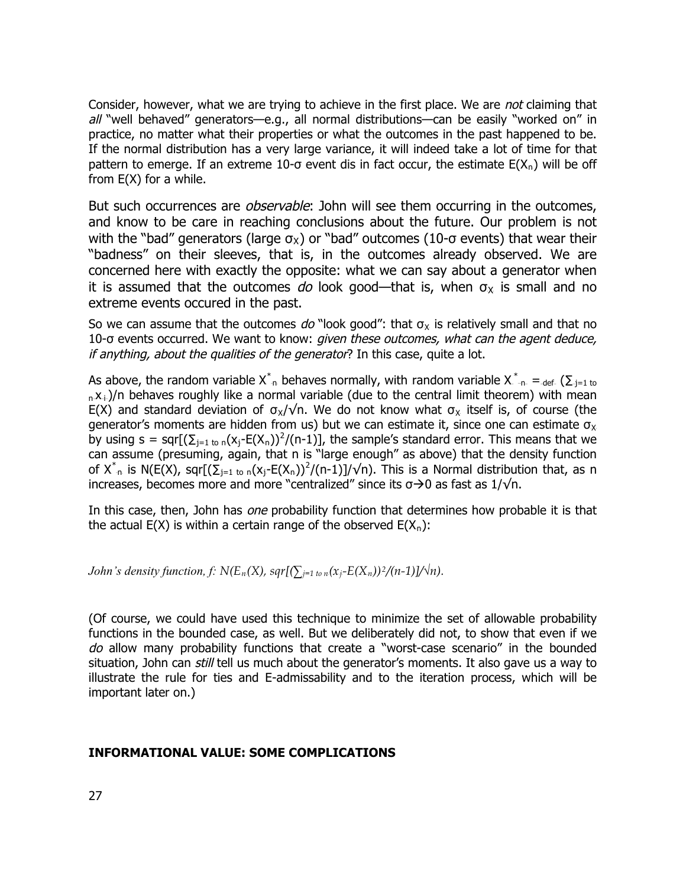Consider, however, what we are trying to achieve in the first place. We are *not* claiming that *all* "well behaved" generators—e.g., all normal distributions—can be easily "worked on" in practice, no matter what their properties or what the outcomes in the past happened to be. If the normal distribution has a very large variance, it will indeed take a lot of time for that pattern to emerge. If an extreme 10-σ event dis in fact occur, the estimate $E(X_n)$ will be off from $E(X)$ for a while.

But such occurrences are *observable*: John will see them occurring in the outcomes, and know to be care in reaching conclusions about the future. Our problem is not with the "bad" generators (large $\sigma_X$) or "bad" outcomes (10-σ events) that wear their "badness" on their sleeves, that is, in the outcomes already observed. We are concerned here with exactly the opposite: what we can say about a generator when it is assumed that the outcomes *do* look good—that is, when $\sigma_X$ is small and no extreme events occured in the past.

So we can assume that the outcomes *do* "look good": that $\sigma_X$ is relatively small and that no 10-σ events occurred. We want to know: *given these outcomes, what can the agent deduce, if anything, about the qualities of the generator*? In this case, quite a lot.

As above, the random variable $X^*_n$ behaves normally, with random variable $X^*_n =_{def} (\sum_{j=1 \text{ to } n} x_j)/n$ behaves roughly like a normal variable (due to the central limit theorem) with mean $E(X)$ and standard deviation of $\sigma_X/\sqrt{n}$. We do not know what $\sigma_X$ itself is, of course (the generator's moments are hidden from us) but we can estimate it, since one can estimate $\sigma_X$ by using $s = sqr[(\sum_{j=1 \text{ to } n}(x_j-E(X_n))^2/(n-1)]$, the sample's standard error. This means that we can assume (presuming, again, that n is "large enough" as above) that the density function of $X^*_n$ is $N(E(X), sqr[(\sum_{j=1 \text{ to } n}(x_j-E(X_n))^2/(n-1)]/\sqrt{n})$. This is a Normal distribution that, as n increases, becomes more and more "centralized" since its $\sigma \rightarrow 0$ as fast as $1/\sqrt{n}$.

In this case, then, John has *one* probability function that determines how probable it is that the actual $E(X)$ is within a certain range of the observed $E(X_n)$:

*John's density function, f:* $N(E_n(X), sqr[(\sum_{j=1 \text{ to } n}(x_j-E(X_n))^2/(n-1)]/\sqrt{n})$.

(Of course, we could have used this technique to minimize the set of allowable probability functions in the bounded case, as well. But we deliberately did not, to show that even if we *do* allow many probability functions that create a "worst-case scenario" in the bounded situation, John can *still* tell us much about the generator's moments. It also gave us a way to illustrate the rule for ties and E-admissability and to the iteration process, which will be important later on.)

## INFORMATIONAL VALUE: SOME COMPLICATIONS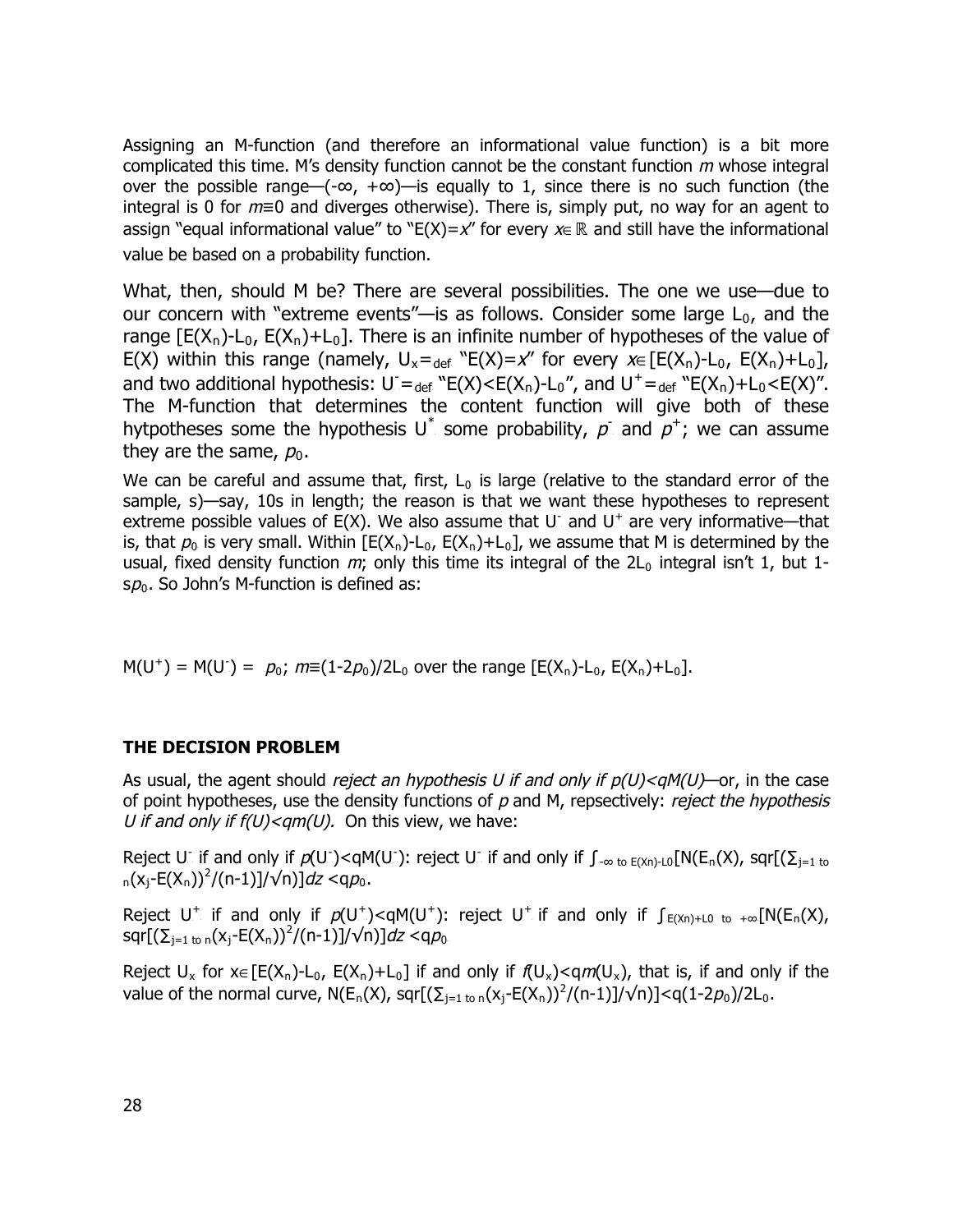Assigning an M-function (and therefore an informational value function) is a bit more complicated this time. M's density function cannot be the constant function *m* whose integral over the possible range—$(-\infty, +\infty)$—is equally to 1, since there is no such function (the integral is 0 for $m \equiv 0$ and diverges otherwise). There is, simply put, no way for an agent to assign "equal informational value" to "$E(X)=x$" for every $x \in \mathbb{R}$ and still have the informational value be based on a probability function.

What, then, should M be? There are several possibilities. The one we use—due to our concern with "extreme events"—is as follows. Consider some large $L_0$, and the range $[E(X_n)-L_0, E(X_n)+L_0]$. There is an infinite number of hypotheses of the value of E(X) within this range (namely, $U_x =_{def}$ "$E(X)=x$" for every $x \in [E(X_n)-L_0, E(X_n)+L_0]$, and two additional hypothesis: $U^- =_{def}$ "$E(X)<E(X_n)-L_0$", and $U^+ =_{def}$ "$E(X_n)+L_0<E(X)$". The M-function that determines the content function will give both of these hytpotheses some the hypothesis $U^*$ some probability, $p^-$ and $p^+$; we can assume they are the same, $p_0$.

We can be careful and assume that, first, $L_0$ is large (relative to the standard error of the sample, s)—say, 10s in length; the reason is that we want these hypotheses to represent extreme possible values of E(X). We also assume that $U^-$ and $U^+$ are very informative—that is, that $p_0$ is very small. Within $[E(X_n)-L_0, E(X_n)+L_0]$, we assume that M is determined by the usual, fixed density function *m*; only this time its integral of the $2L_0$ integral isn't 1, but $1-sp_0$. So John's M-function is defined as:

$M(U^+) = M(U^-) = p_0$; $m \equiv (1-2p_0)/2L_0$ over the range $[E(X_n)-L_0, E(X_n)+L_0]$.

## THE DECISION PROBLEM

As usual, the agent should *reject an hypothesis U if and only if p(U)<qM(U)*—or, in the case of point hypotheses, use the density functions of *p* and M, repsectively: *reject the hypothesis U if and only if f(U)<qm(U).* On this view, we have:

Reject $U^-$ if and only if $p(U^-)<qM(U^-)$: reject $U^-$ if and only if $\int_{-\infty \text{ to } E(Xn)-L0}[N(E_n(X), \text{sqr}[(\sum_{j=1 \text{ to } n}(x_j-E(X_n))^2/(n-1)]/\sqrt{n})]dz < qp_0$.

Reject $U^+$ if and only if $p(U^+)<qM(U^+)$: reject $U^+$ if and only if $\int_{E(Xn)+L0 \text{ to } +\infty}[N(E_n(X), \text{sqr}[(\sum_{j=1 \text{ to } n}(x_j-E(X_n))^2/(n-1)]/\sqrt{n})]dz < qp_0$

Reject $U_x$ for $x \in [E(X_n)-L_0, E(X_n)+L_0]$ if and only if $f(U_x)<qm(U_x)$, that is, if and only if the value of the normal curve, $N(E_n(X), \text{sqr}[(\sum_{j=1 \text{ to } n}(x_j-E(X_n))^2/(n-1)]/\sqrt{n})] < q(1-2p_0)/2L_0$.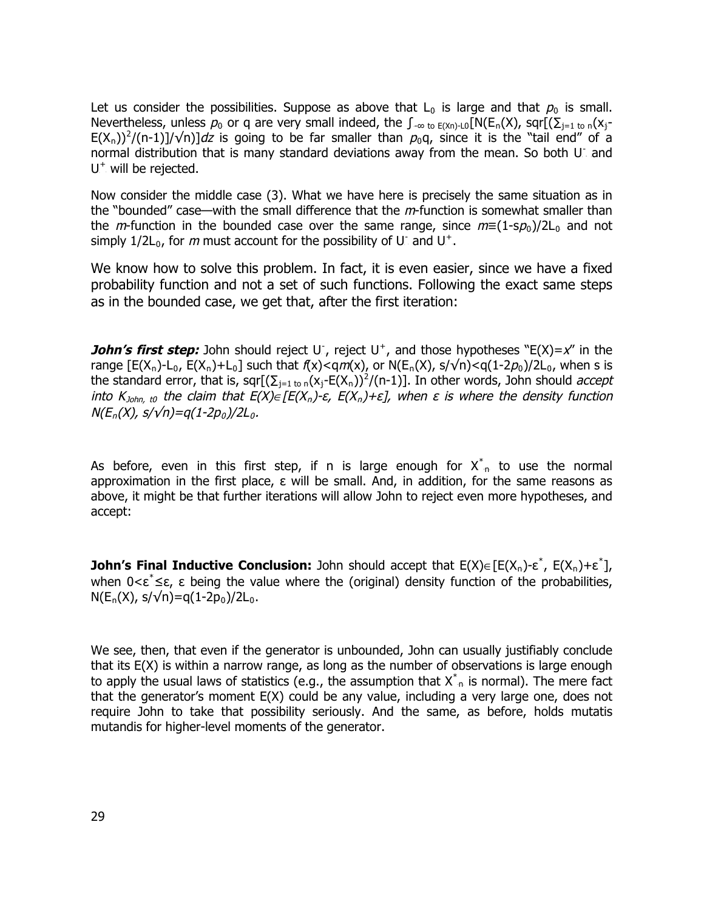Let us consider the possibilities. Suppose as above that $L_0$ is large and that $p_0$ is small. Nevertheless, unless $p_0$ or q are very small indeed, the $\int_{-\infty \text{ to } E(X_n)-L_0}[N(E_n(X), \text{sqr}[(\Sigma_{j=1 \text{ to } n}(x_j-E(X_n))^2/(n-1)]/\sqrt{n})]dz$ is going to be far smaller than $p_0q$, since it is the "tail end" of a normal distribution that is many standard deviations away from the mean. So both $U^-$ and $U^+$ will be rejected.

Now consider the middle case (3). What we have here is precisely the same situation as in the "bounded" case—with the small difference that the *m*-function is somewhat smaller than the *m*-function in the bounded case over the same range, since $m \equiv (1-sp_0)/2L_0$ and not simply $1/2L_0$, for *m* must account for the possibility of $U^-$ and $U^+$.

We know how to solve this problem. In fact, it is even easier, since we have a fixed probability function and not a set of such functions. Following the exact same steps as in the bounded case, we get that, after the first iteration:

***John's first step:*** John should reject $U^-$, reject $U^+$, and those hypotheses "$E(X)=x$" in the range $[E(X_n)-L_0, E(X_n)+L_0]$ such that $f(x)<qm(x)$, or $N(E_n(X), s/\sqrt{n})<q(1-2p_0)/2L_0$, when s is the standard error, that is, $\text{sqr}[(\Sigma_{j=1 \text{ to } n}(x_j-E(X_n))^2/(n-1)]$. In other words, John should *accept into $K_{John,\, t0}$ the claim that $E(X)\in[E(X_n)-\varepsilon, E(X_n)+\varepsilon]$, when $\varepsilon$ is where the density function $N(E_n(X), s/\sqrt{n})=q(1-2p_0)/2L_0$.*

As before, even in this first step, if n is large enough for $X^*_n$ to use the normal approximation in the first place, $\varepsilon$ will be small. And, in addition, for the same reasons as above, it might be that further iterations will allow John to reject even more hypotheses, and accept:

**John's Final Inductive Conclusion:** John should accept that $E(X)\in[E(X_n)-\varepsilon^*, E(X_n)+\varepsilon^*]$, when $0<\varepsilon^*\leq\varepsilon$, $\varepsilon$ being the value where the (original) density function of the probabilities, $N(E_n(X), s/\sqrt{n})=q(1-2p_0)/2L_0$.

We see, then, that even if the generator is unbounded, John can usually justifiably conclude that its E(X) is within a narrow range, as long as the number of observations is large enough to apply the usual laws of statistics (e.g., the assumption that $X^*_n$ is normal). The mere fact that the generator's moment E(X) could be any value, including a very large one, does not require John to take that possibility seriously. And the same, as before, holds mutatis mutandis for higher-level moments of the generator.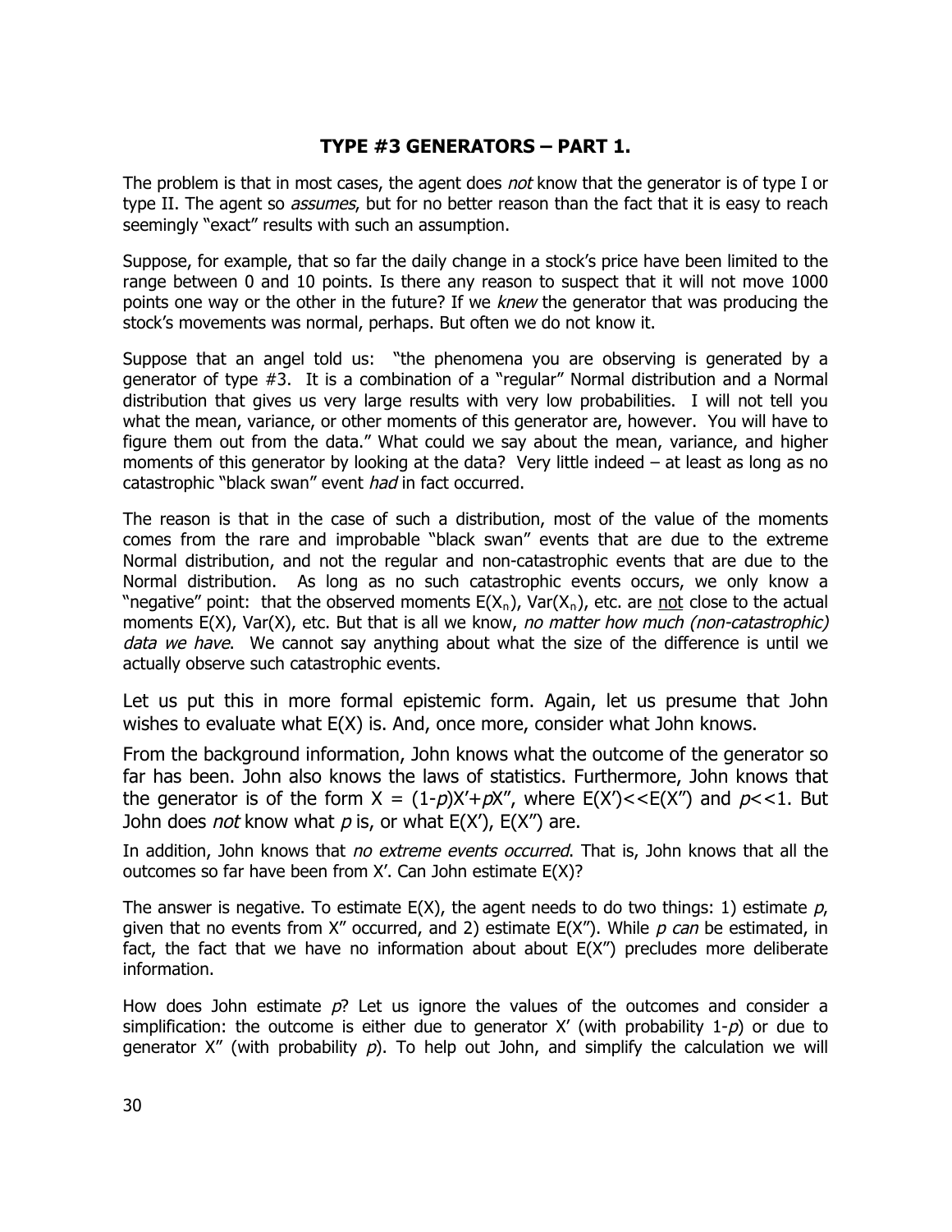## TYPE #3 GENERATORS – PART 1.

The problem is that in most cases, the agent does *not* know that the generator is of type I or type II. The agent so *assumes*, but for no better reason than the fact that it is easy to reach seemingly "exact" results with such an assumption.

Suppose, for example, that so far the daily change in a stock's price have been limited to the range between 0 and 10 points. Is there any reason to suspect that it will not move 1000 points one way or the other in the future? If we *knew* the generator that was producing the stock's movements was normal, perhaps. But often we do not know it.

Suppose that an angel told us: "the phenomena you are observing is generated by a generator of type #3. It is a combination of a "regular" Normal distribution and a Normal distribution that gives us very large results with very low probabilities. I will not tell you what the mean, variance, or other moments of this generator are, however. You will have to figure them out from the data." What could we say about the mean, variance, and higher moments of this generator by looking at the data? Very little indeed – at least as long as no catastrophic "black swan" event *had* in fact occurred.

The reason is that in the case of such a distribution, most of the value of the moments comes from the rare and improbable "black swan" events that are due to the extreme Normal distribution, and not the regular and non-catastrophic events that are due to the Normal distribution. As long as no such catastrophic events occurs, we only know a "negative" point: that the observed moments $E(X_n)$, $Var(X_n)$, etc. are <u>not</u> close to the actual moments $E(X)$, $Var(X)$, etc. But that is all we know, *no matter how much (non-catastrophic) data we have*. We cannot say anything about what the size of the difference is until we actually observe such catastrophic events.

Let us put this in more formal epistemic form. Again, let us presume that John wishes to evaluate what $E(X)$ is. And, once more, consider what John knows.

From the background information, John knows what the outcome of the generator so far has been. John also knows the laws of statistics. Furthermore, John knows that the generator is of the form $X = (1-p)X'+pX''$, where $E(X')<<E(X'')$ and $p<<1$. But John does *not* know what $p$ is, or what $E(X')$, $E(X'')$ are.

In addition, John knows that *no extreme events occurred*. That is, John knows that all the outcomes so far have been from $X'$. Can John estimate $E(X)$?

The answer is negative. To estimate $E(X)$, the agent needs to do two things: 1) estimate $p$, given that no events from $X''$ occurred, and 2) estimate $E(X'')$. While $p$ *can* be estimated, in fact, the fact that we have no information about about $E(X'')$ precludes more deliberate information.

How does John estimate $p$? Let us ignore the values of the outcomes and consider a simplification: the outcome is either due to generator $X'$ (with probability $1-p$) or due to generator $X''$ (with probability $p$). To help out John, and simplify the calculation we will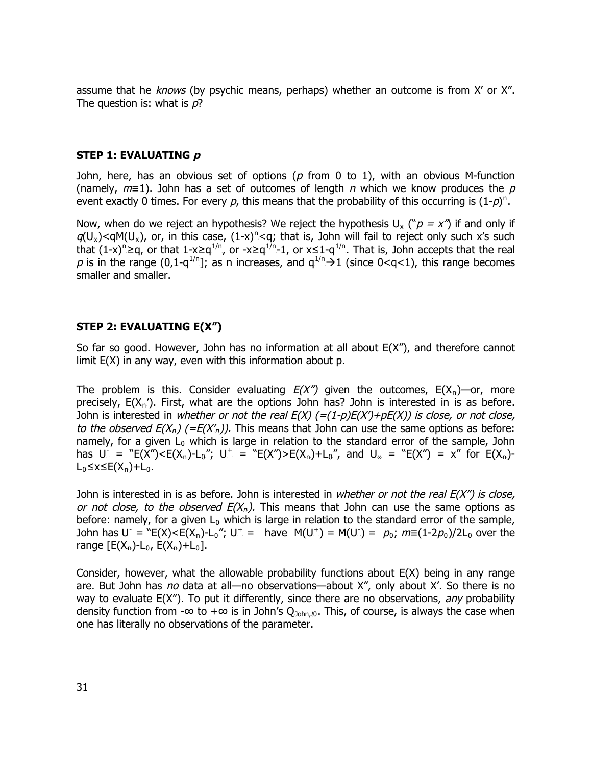assume that he *knows* (by psychic means, perhaps) whether an outcome is from X′ or X″. The question is: what is *p*?

### STEP 1: EVALUATING *p*

John, here, has an obvious set of options (*p* from 0 to 1), with an obvious M-function (namely, $m\equiv1$). John has a set of outcomes of length *n* which we know produces the *p* event exactly 0 times. For every *p*, this means that the probability of this occurring is $(1-p)^n$.

Now, when do we reject an hypothesis? We reject the hypothesis $U_x$ ("$p = x$") if and only if $q(U_x)<qM(U_x)$, or, in this case, $(1-x)^n<q$; that is, John will fail to reject only such x's such that $(1-x)^n\geq q$, or that $1-x\geq q^{1/n}$, or $-x\geq q^{1/n}-1$, or $x\leq 1-q^{1/n}$. That is, John accepts that the real *p* is in the range $(0,1-q^{1/n}]$; as n increases, and $q^{1/n}\rightarrow 1$ (since $0<q<1$), this range becomes smaller and smaller.

### STEP 2: EVALUATING E(X″)

So far so good. However, John has no information at all about E(X″), and therefore cannot limit E(X) in any way, even with this information about p.

The problem is this. Consider evaluating *E(X″)* given the outcomes, $E(X_n)$—or, more precisely, $E(X_n')$. First, what are the options John has? John is interested in is as before. John is interested in *whether or not the real E(X) (=(1-p)E(X′)+pE(X)) is close, or not close, to the observed $E(X_n)$ (=$E(X'_n)$).* This means that John can use the same options as before: namely, for a given $L_0$ which is large in relation to the standard error of the sample, John has $U^-$ = "$E(X'')<E(X_n)-L_0$"; $U^+$ = "$E(X'')>E(X_n)+L_0$", and $U_x$ = "$E(X'') = x$" for $E(X_n)-L_0\leq x\leq E(X_n)+L_0$.

John is interested in is as before. John is interested in *whether or not the real E(X″) is close, or not close, to the observed $E(X_n)$.* This means that John can use the same options as before: namely, for a given $L_0$ which is large in relation to the standard error of the sample, John has $U^-$ = "$E(X)<E(X_n)-L_0$"; $U^+$ = have $M(U^+) = M(U^-) = p_0$; $m\equiv(1-2p_0)/2L_0$ over the range $[E(X_n)-L_0, E(X_n)+L_0]$.

Consider, however, what the allowable probability functions about E(X) being in any range are. But John has *no* data at all—no observations—about X″, only about X′. So there is no way to evaluate E(X″). To put it differently, since there are no observations, *any* probability density function from $-\infty$ to $+\infty$ is in John's $Q_{John,t0}$. This, of course, is always the case when one has literally no observations of the parameter.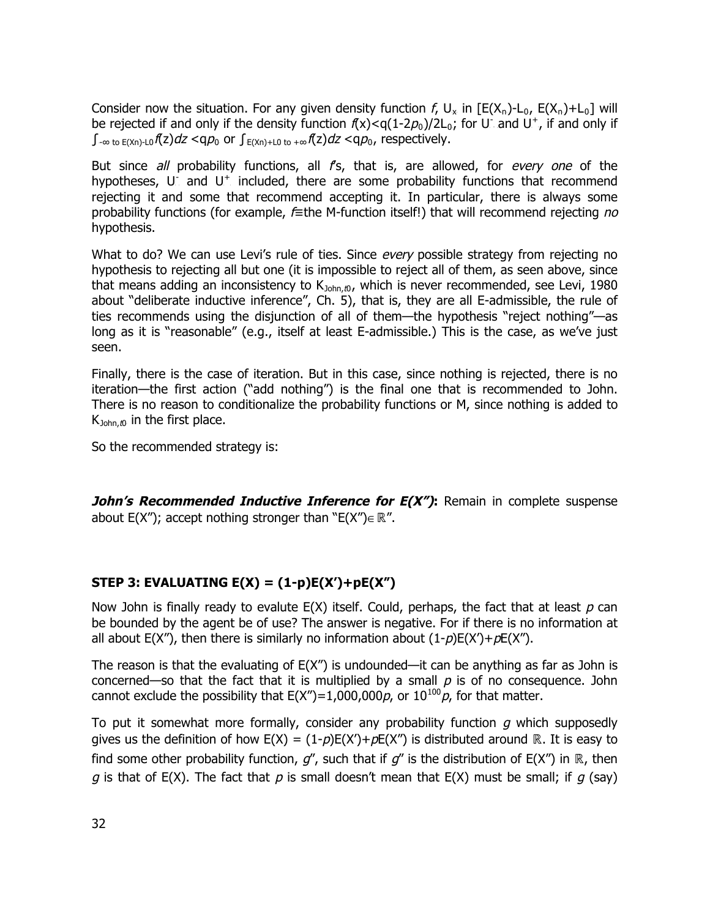Consider now the situation. For any given density function $f$, $U_x$ in $[E(X_n)-L_0, E(X_n)+L_0]$ will be rejected if and only if the density function $f(x)<q(1-2p_0)/2L_0$; for $U^-$ and $U^+$, if and only if $\int_{-\infty \text{ to } E(X_n)-L_0} f(z)dz < qp_0$ or $\int_{E(X_n)+L_0 \text{ to } +\infty} f(z)dz < qp_0$, respectively.

But since *all* probability functions, all *f*'s, that is, are allowed, for *every one* of the hypotheses, $U^-$ and $U^+$ included, there are some probability functions that recommend rejecting it and some that recommend accepting it. In particular, there is always some probability functions (for example, $f\equiv$the M-function itself!) that will recommend rejecting *no* hypothesis.

What to do? We can use Levi's rule of ties. Since *every* possible strategy from rejecting no hypothesis to rejecting all but one (it is impossible to reject all of them, as seen above, since that means adding an inconsistency to $K_{John,t0}$, which is never recommended, see Levi, 1980 about "deliberate inductive inference", Ch. 5), that is, they are all E-admissible, the rule of ties recommends using the disjunction of all of them—the hypothesis "reject nothing"—as long as it is "reasonable" (e.g., itself at least E-admissible.) This is the case, as we've just seen.

Finally, there is the case of iteration. But in this case, since nothing is rejected, there is no iteration—the first action ("add nothing") is the final one that is recommended to John. There is no reason to conditionalize the probability functions or M, since nothing is added to $K_{John,t0}$ in the first place.

So the recommended strategy is:

***John's Recommended Inductive Inference for E(X")*:** Remain in complete suspense about E(X"); accept nothing stronger than "$E(X'')\in \mathbb{R}$".

### STEP 3: EVALUATING E(X) = (1-p)E(X')+pE(X")

Now John is finally ready to evalute E(X) itself. Could, perhaps, the fact that at least $p$ can be bounded by the agent be of use? The answer is negative. For if there is no information at all about E(X"), then there is similarly no information about $(1-p)E(X')+pE(X'')$.

The reason is that the evaluating of E(X") is undounded—it can be anything as far as John is concerned—so that the fact that it is multiplied by a small $p$ is of no consequence. John cannot exclude the possibility that $E(X'')=1{,}000{,}000p$, or $10^{100}p$, for that matter.

To put it somewhat more formally, consider any probability function $g$ which supposedly gives us the definition of how $E(X) = (1-p)E(X')+pE(X'')$ is distributed around $\mathbb{R}$. It is easy to find some other probability function, $g''$, such that if $g''$ is the distribution of E(X") in $\mathbb{R}$, then $g$ is that of E(X). The fact that $p$ is small doesn't mean that E(X) must be small; if $g$ (say)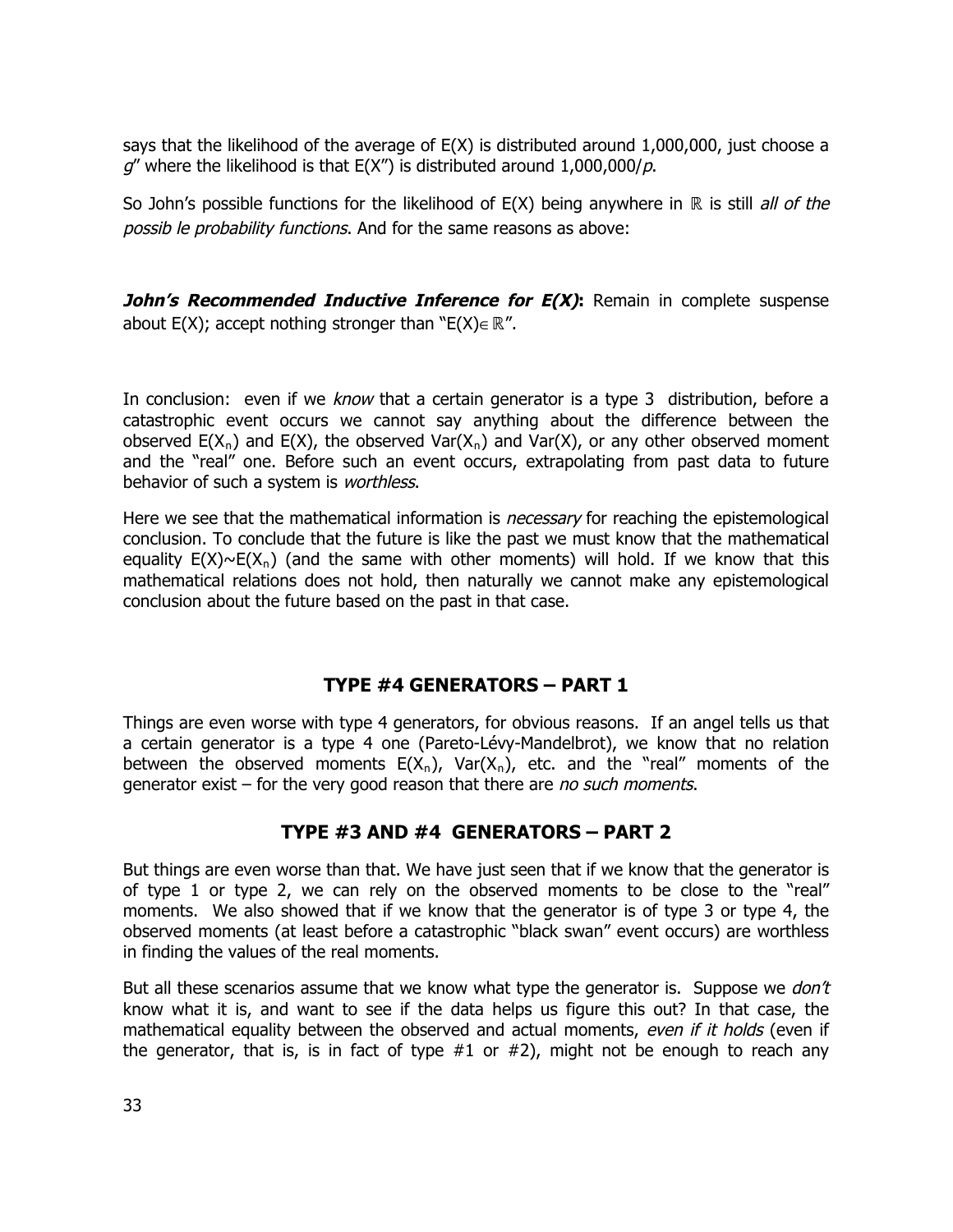says that the likelihood of the average of E(X) is distributed around 1,000,000, just choose a *g*" where the likelihood is that E(X") is distributed around 1,000,000/*p*.

So John's possible functions for the likelihood of E(X) being anywhere in $\mathbb{R}$ is still *all of the possib le probability functions*. And for the same reasons as above:

***John's Recommended Inductive Inference for E(X)*:** Remain in complete suspense about E(X); accept nothing stronger than "$E(X) \in \mathbb{R}$".

In conclusion: even if we *know* that a certain generator is a type 3 distribution, before a catastrophic event occurs we cannot say anything about the difference between the observed $E(X_n)$ and E(X), the observed $Var(X_n)$ and Var(X), or any other observed moment and the "real" one. Before such an event occurs, extrapolating from past data to future behavior of such a system is *worthless*.

Here we see that the mathematical information is *necessary* for reaching the epistemological conclusion. To conclude that the future is like the past we must know that the mathematical equality $E(X) \sim E(X_n)$ (and the same with other moments) will hold. If we know that this mathematical relations does not hold, then naturally we cannot make any epistemological conclusion about the future based on the past in that case.

## TYPE #4 GENERATORS – PART 1

Things are even worse with type 4 generators, for obvious reasons. If an angel tells us that a certain generator is a type 4 one (Pareto-Lévy-Mandelbrot), we know that no relation between the observed moments $E(X_n)$, $Var(X_n)$, etc. and the "real" moments of the generator exist – for the very good reason that there are *no such moments*.

## TYPE #3 AND #4 GENERATORS – PART 2

But things are even worse than that. We have just seen that if we know that the generator is of type 1 or type 2, we can rely on the observed moments to be close to the "real" moments. We also showed that if we know that the generator is of type 3 or type 4, the observed moments (at least before a catastrophic "black swan" event occurs) are worthless in finding the values of the real moments.

But all these scenarios assume that we know what type the generator is. Suppose we *don't* know what it is, and want to see if the data helps us figure this out? In that case, the mathematical equality between the observed and actual moments, *even if it holds* (even if the generator, that is, is in fact of type #1 or #2), might not be enough to reach any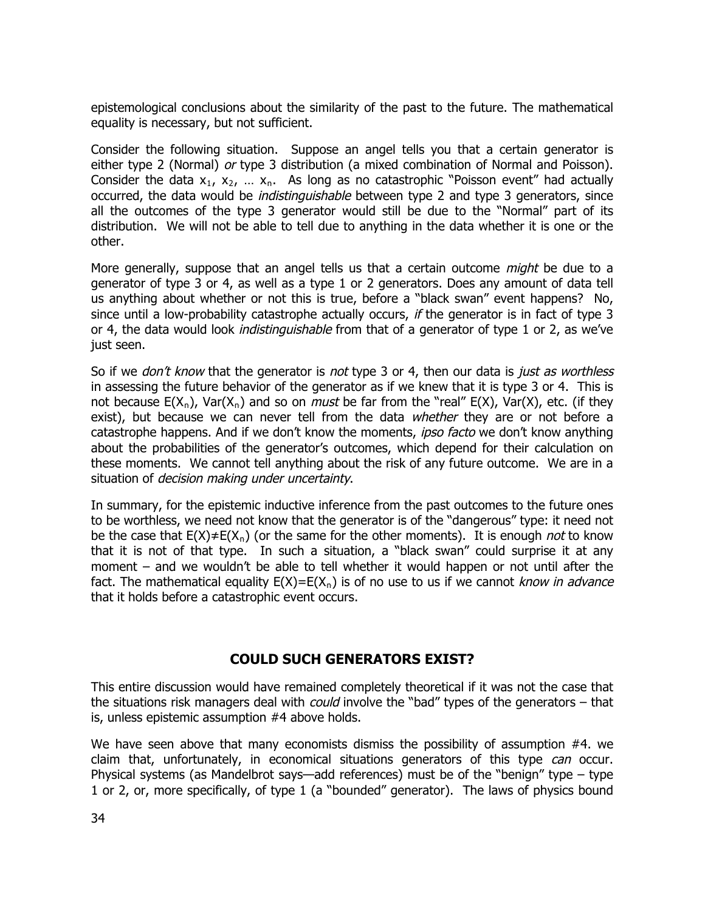epistemological conclusions about the similarity of the past to the future. The mathematical equality is necessary, but not sufficient.

Consider the following situation. Suppose an angel tells you that a certain generator is either type 2 (Normal) *or* type 3 distribution (a mixed combination of Normal and Poisson). Consider the data $x_1$, $x_2$, … $x_n$. As long as no catastrophic "Poisson event" had actually occurred, the data would be *indistinguishable* between type 2 and type 3 generators, since all the outcomes of the type 3 generator would still be due to the "Normal" part of its distribution. We will not be able to tell due to anything in the data whether it is one or the other.

More generally, suppose that an angel tells us that a certain outcome *might* be due to a generator of type 3 or 4, as well as a type 1 or 2 generators. Does any amount of data tell us anything about whether or not this is true, before a "black swan" event happens? No, since until a low-probability catastrophe actually occurs, *if* the generator is in fact of type 3 or 4, the data would look *indistinguishable* from that of a generator of type 1 or 2, as we've just seen.

So if we *don't know* that the generator is *not* type 3 or 4, then our data is *just as worthless* in assessing the future behavior of the generator as if we knew that it is type 3 or 4. This is not because $E(X_n)$, $Var(X_n)$ and so on *must* be far from the "real" $E(X)$, $Var(X)$, etc. (if they exist), but because we can never tell from the data *whether* they are or not before a catastrophe happens. And if we don't know the moments, *ipso facto* we don't know anything about the probabilities of the generator's outcomes, which depend for their calculation on these moments. We cannot tell anything about the risk of any future outcome. We are in a situation of *decision making under uncertainty*.

In summary, for the epistemic inductive inference from the past outcomes to the future ones to be worthless, we need not know that the generator is of the "dangerous" type: it need not be the case that $E(X) \neq E(X_n)$ (or the same for the other moments). It is enough *not* to know that it is not of that type. In such a situation, a "black swan" could surprise it at any moment – and we wouldn't be able to tell whether it would happen or not until after the fact. The mathematical equality $E(X)=E(X_n)$ is of no use to us if we cannot *know in advance* that it holds before a catastrophic event occurs.

## COULD SUCH GENERATORS EXIST?

This entire discussion would have remained completely theoretical if it was not the case that the situations risk managers deal with *could* involve the "bad" types of the generators – that is, unless epistemic assumption #4 above holds.

We have seen above that many economists dismiss the possibility of assumption #4. we claim that, unfortunately, in economical situations generators of this type *can* occur. Physical systems (as Mandelbrot says—add references) must be of the "benign" type – type 1 or 2, or, more specifically, of type 1 (a "bounded" generator). The laws of physics bound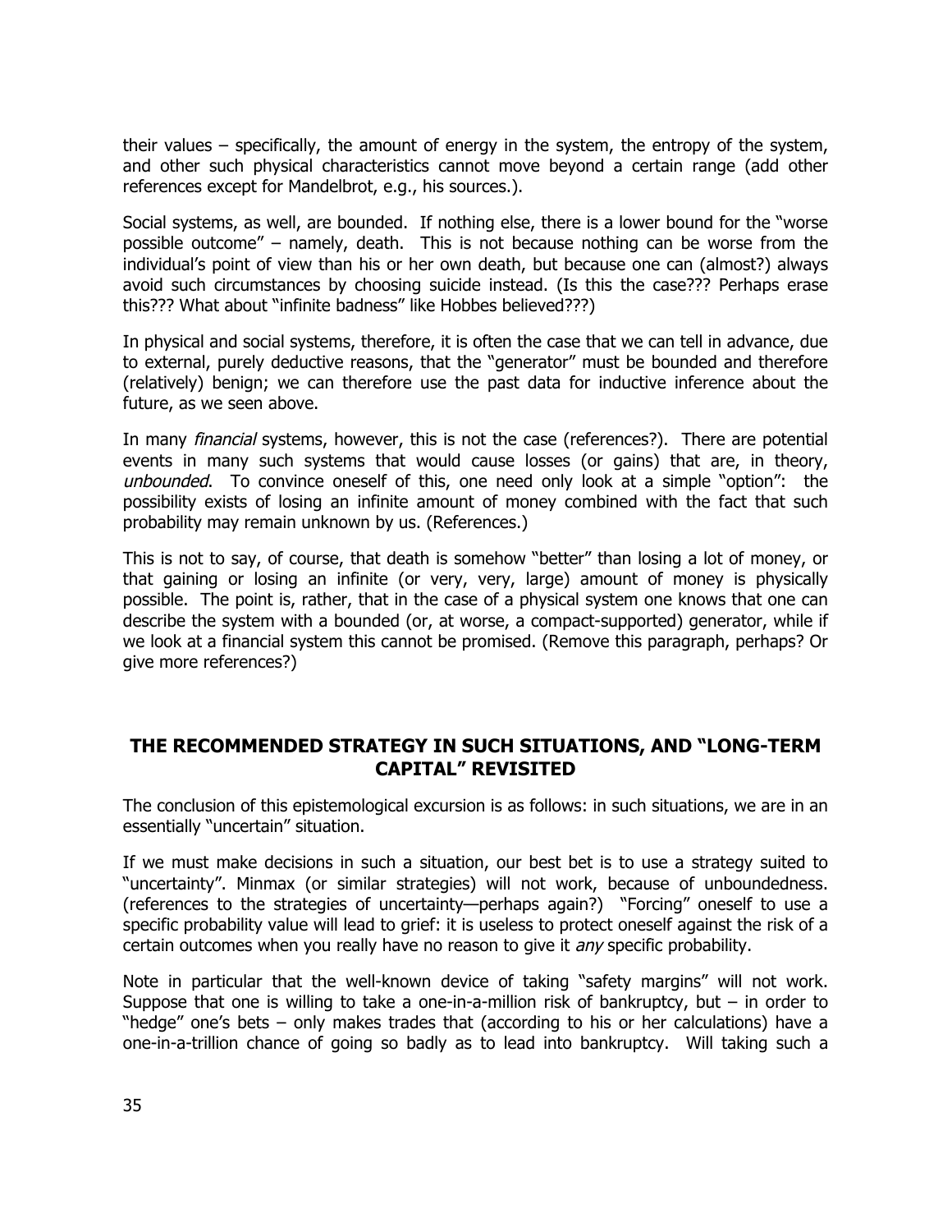their values – specifically, the amount of energy in the system, the entropy of the system, and other such physical characteristics cannot move beyond a certain range (add other references except for Mandelbrot, e.g., his sources.).

Social systems, as well, are bounded. If nothing else, there is a lower bound for the "worse possible outcome" – namely, death. This is not because nothing can be worse from the individual's point of view than his or her own death, but because one can (almost?) always avoid such circumstances by choosing suicide instead. (Is this the case??? Perhaps erase this??? What about "infinite badness" like Hobbes believed???)

In physical and social systems, therefore, it is often the case that we can tell in advance, due to external, purely deductive reasons, that the "generator" must be bounded and therefore (relatively) benign; we can therefore use the past data for inductive inference about the future, as we seen above.

In many *financial* systems, however, this is not the case (references?). There are potential events in many such systems that would cause losses (or gains) that are, in theory, *unbounded*. To convince oneself of this, one need only look at a simple "option": the possibility exists of losing an infinite amount of money combined with the fact that such probability may remain unknown by us. (References.)

This is not to say, of course, that death is somehow "better" than losing a lot of money, or that gaining or losing an infinite (or very, very, large) amount of money is physically possible. The point is, rather, that in the case of a physical system one knows that one can describe the system with a bounded (or, at worse, a compact-supported) generator, while if we look at a financial system this cannot be promised. (Remove this paragraph, perhaps? Or give more references?)

## THE RECOMMENDED STRATEGY IN SUCH SITUATIONS, AND "LONG-TERM CAPITAL" REVISITED

The conclusion of this epistemological excursion is as follows: in such situations, we are in an essentially "uncertain" situation.

If we must make decisions in such a situation, our best bet is to use a strategy suited to "uncertainty". Minmax (or similar strategies) will not work, because of unboundedness. (references to the strategies of uncertainty—perhaps again?) "Forcing" oneself to use a specific probability value will lead to grief: it is useless to protect oneself against the risk of a certain outcomes when you really have no reason to give it *any* specific probability.

Note in particular that the well-known device of taking "safety margins" will not work. Suppose that one is willing to take a one-in-a-million risk of bankruptcy, but – in order to "hedge" one's bets – only makes trades that (according to his or her calculations) have a one-in-a-trillion chance of going so badly as to lead into bankruptcy. Will taking such a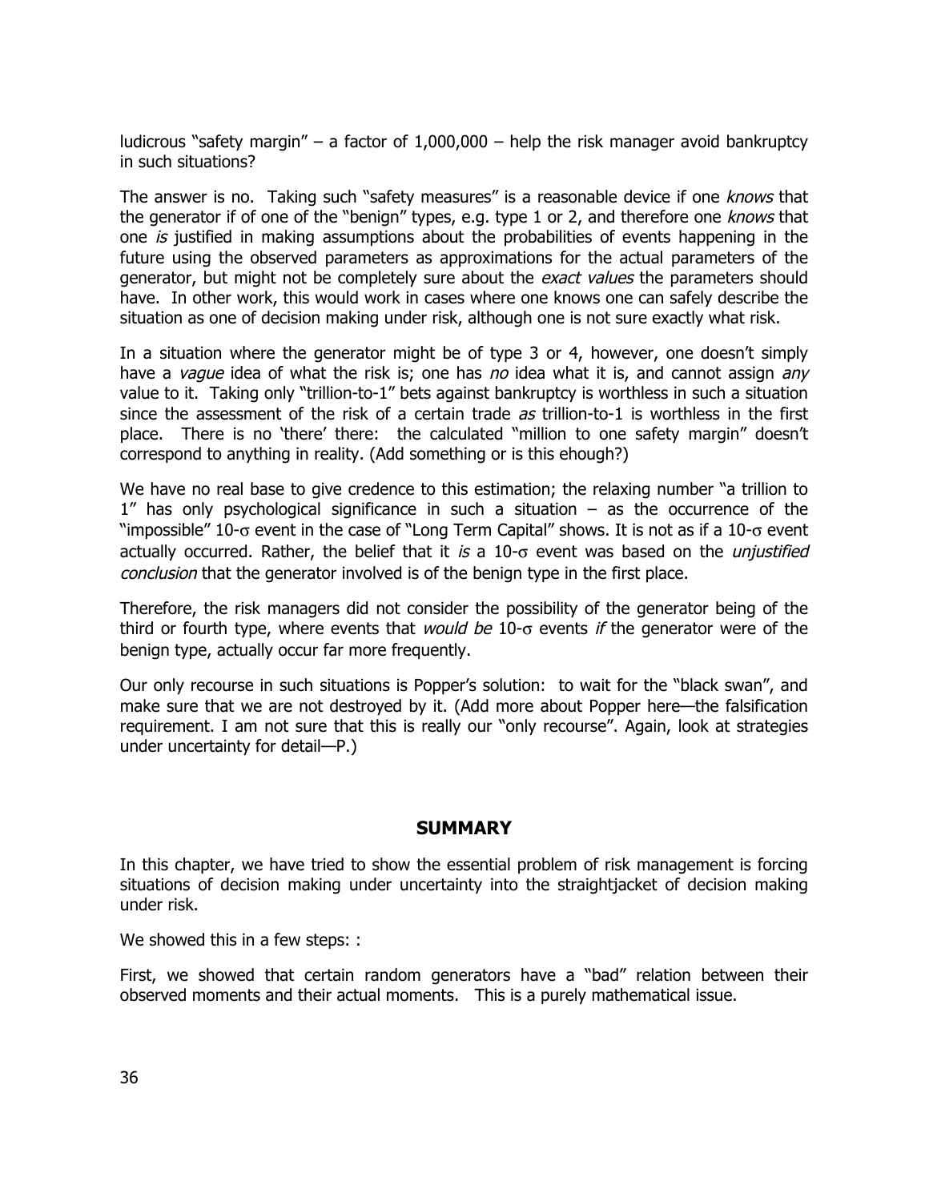ludicrous "safety margin" – a factor of 1,000,000 – help the risk manager avoid bankruptcy in such situations?

The answer is no. Taking such "safety measures" is a reasonable device if one *knows* that the generator if of one of the "benign" types, e.g. type 1 or 2, and therefore one *knows* that one *is* justified in making assumptions about the probabilities of events happening in the future using the observed parameters as approximations for the actual parameters of the generator, but might not be completely sure about the *exact values* the parameters should have. In other work, this would work in cases where one knows one can safely describe the situation as one of decision making under risk, although one is not sure exactly what risk.

In a situation where the generator might be of type 3 or 4, however, one doesn't simply have a *vague* idea of what the risk is; one has *no* idea what it is, and cannot assign *any* value to it. Taking only "trillion-to-1" bets against bankruptcy is worthless in such a situation since the assessment of the risk of a certain trade *as* trillion-to-1 is worthless in the first place. There is no 'there' there: the calculated "million to one safety margin" doesn't correspond to anything in reality. (Add something or is this ehough?)

We have no real base to give credence to this estimation; the relaxing number "a trillion to 1" has only psychological significance in such a situation – as the occurrence of the "impossible" 10-$\sigma$ event in the case of "Long Term Capital" shows. It is not as if a 10-$\sigma$ event actually occurred. Rather, the belief that it *is* a 10-$\sigma$ event was based on the *unjustified conclusion* that the generator involved is of the benign type in the first place.

Therefore, the risk managers did not consider the possibility of the generator being of the third or fourth type, where events that *would be* 10-$\sigma$ events *if* the generator were of the benign type, actually occur far more frequently.

Our only recourse in such situations is Popper's solution: to wait for the "black swan", and make sure that we are not destroyed by it. (Add more about Popper here—the falsification requirement. I am not sure that this is really our "only recourse". Again, look at strategies under uncertainty for detail—P.)

## SUMMARY

In this chapter, we have tried to show the essential problem of risk management is forcing situations of decision making under uncertainty into the straightjacket of decision making under risk.

We showed this in a few steps: :

First, we showed that certain random generators have a "bad" relation between their observed moments and their actual moments. This is a purely mathematical issue.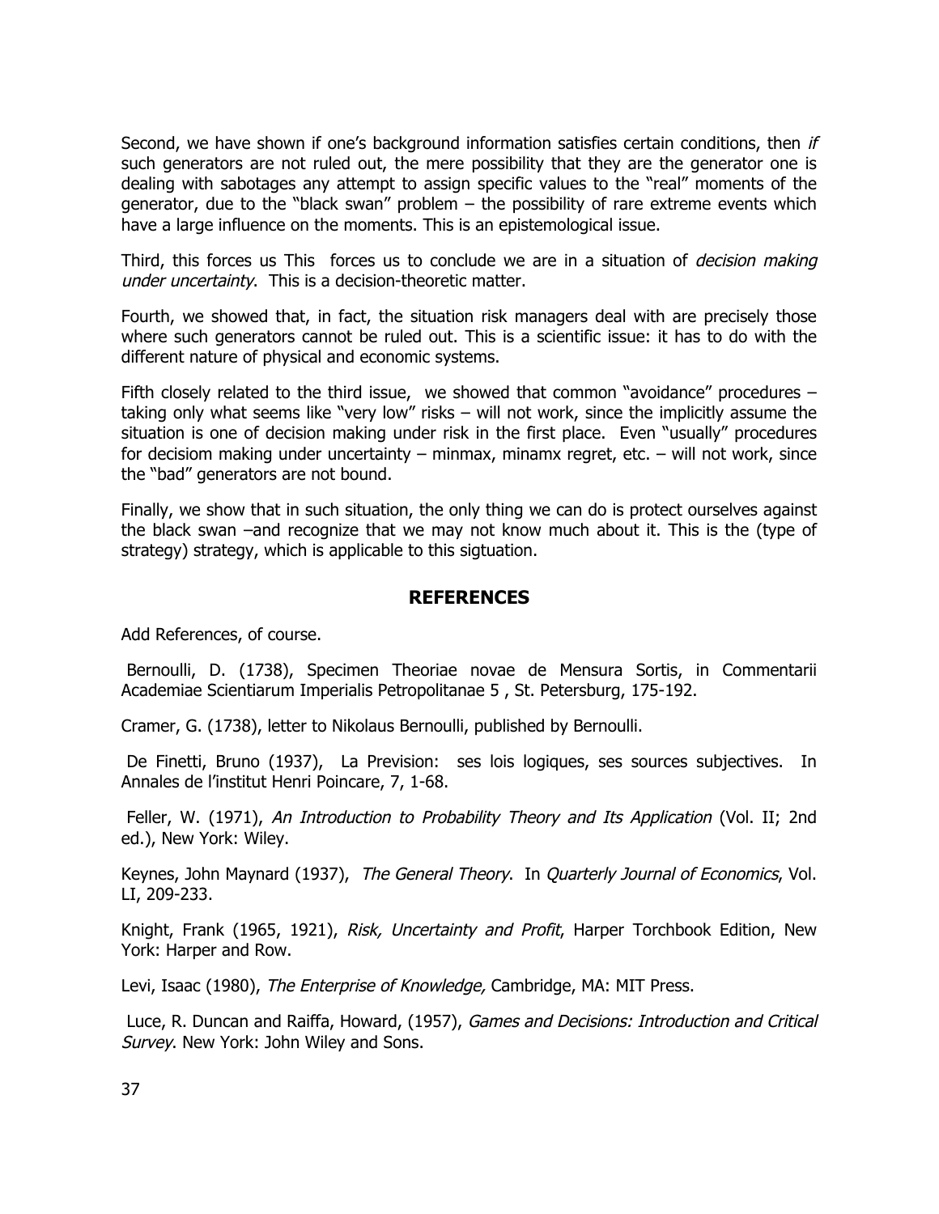Second, we have shown if one's background information satisfies certain conditions, then *if* such generators are not ruled out, the mere possibility that they are the generator one is dealing with sabotages any attempt to assign specific values to the "real" moments of the generator, due to the "black swan" problem – the possibility of rare extreme events which have a large influence on the moments. This is an epistemological issue.

Third, this forces us This  forces us to conclude we are in a situation of *decision making under uncertainty*.  This is a decision-theoretic matter.

Fourth, we showed that, in fact, the situation risk managers deal with are precisely those where such generators cannot be ruled out. This is a scientific issue: it has to do with the different nature of physical and economic systems.

Fifth closely related to the third issue,  we showed that common "avoidance" procedures – taking only what seems like "very low" risks – will not work, since the implicitly assume the situation is one of decision making under risk in the first place.  Even "usually" procedures for decisiom making under uncertainty – minmax, minamx regret, etc. – will not work, since the "bad" generators are not bound.

Finally, we show that in such situation, the only thing we can do is protect ourselves against the black swan –and recognize that we may not know much about it. This is the (type of strategy) strategy, which is applicable to this sigtuation.

## REFERENCES

Add References, of course.

Bernoulli, D. (1738), Specimen Theoriae novae de Mensura Sortis, in Commentarii Academiae Scientiarum Imperialis Petropolitanae 5 , St. Petersburg, 175-192.

Cramer, G. (1738), letter to Nikolaus Bernoulli, published by Bernoulli.

De Finetti, Bruno (1937),  La Prevision:  ses lois logiques, ses sources subjectives.  In Annales de l'institut Henri Poincare, 7, 1-68.

Feller, W. (1971), *An Introduction to Probability Theory and Its Application* (Vol. II; 2nd ed.), New York: Wiley.

Keynes, John Maynard (1937),  *The General Theory*.  In *Quarterly Journal of Economics*, Vol. LI, 209-233.

Knight, Frank (1965, 1921), *Risk, Uncertainty and Profit*, Harper Torchbook Edition, New York: Harper and Row.

Levi, Isaac (1980), *The Enterprise of Knowledge,* Cambridge, MA: MIT Press.

Luce, R. Duncan and Raiffa, Howard, (1957), *Games and Decisions: Introduction and Critical Survey*. New York: John Wiley and Sons.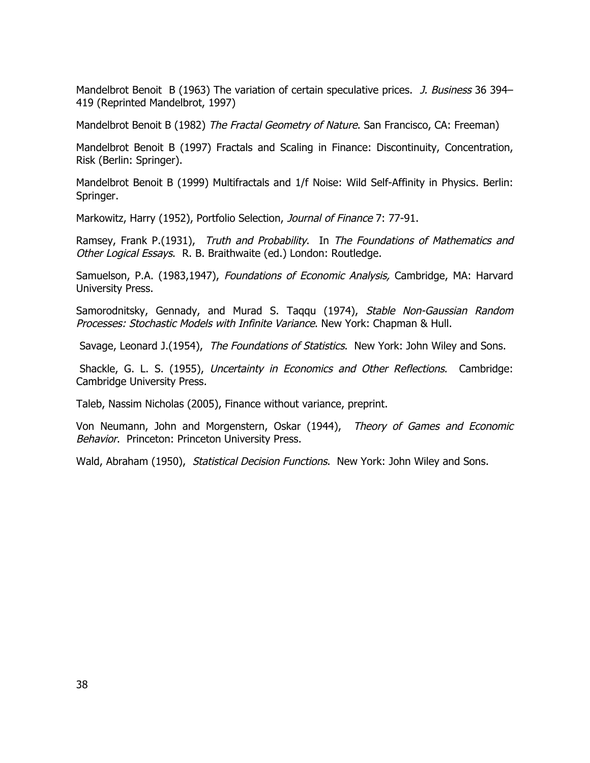Mandelbrot Benoit B (1963) The variation of certain speculative prices. *J. Business* 36 394–419 (Reprinted Mandelbrot, 1997)

Mandelbrot Benoit B (1982) *The Fractal Geometry of Nature*. San Francisco, CA: Freeman)

Mandelbrot Benoit B (1997) Fractals and Scaling in Finance: Discontinuity, Concentration, Risk (Berlin: Springer).

Mandelbrot Benoit B (1999) Multifractals and 1/f Noise: Wild Self-Affinity in Physics. Berlin: Springer.

Markowitz, Harry (1952), Portfolio Selection, *Journal of Finance* 7: 77-91.

Ramsey, Frank P.(1931), *Truth and Probability*. In *The Foundations of Mathematics and Other Logical Essays*. R. B. Braithwaite (ed.) London: Routledge.

Samuelson, P.A. (1983,1947), *Foundations of Economic Analysis,* Cambridge, MA: Harvard University Press.

Samorodnitsky, Gennady, and Murad S. Taqqu (1974), *Stable Non-Gaussian Random Processes: Stochastic Models with Infinite Variance*. New York: Chapman & Hull.

Savage, Leonard J.(1954), *The Foundations of Statistics*. New York: John Wiley and Sons.

Shackle, G. L. S. (1955), *Uncertainty in Economics and Other Reflections*. Cambridge: Cambridge University Press.

Taleb, Nassim Nicholas (2005), Finance without variance, preprint.

Von Neumann, John and Morgenstern, Oskar (1944), *Theory of Games and Economic Behavior*. Princeton: Princeton University Press.

Wald, Abraham (1950), *Statistical Decision Functions*. New York: John Wiley and Sons.